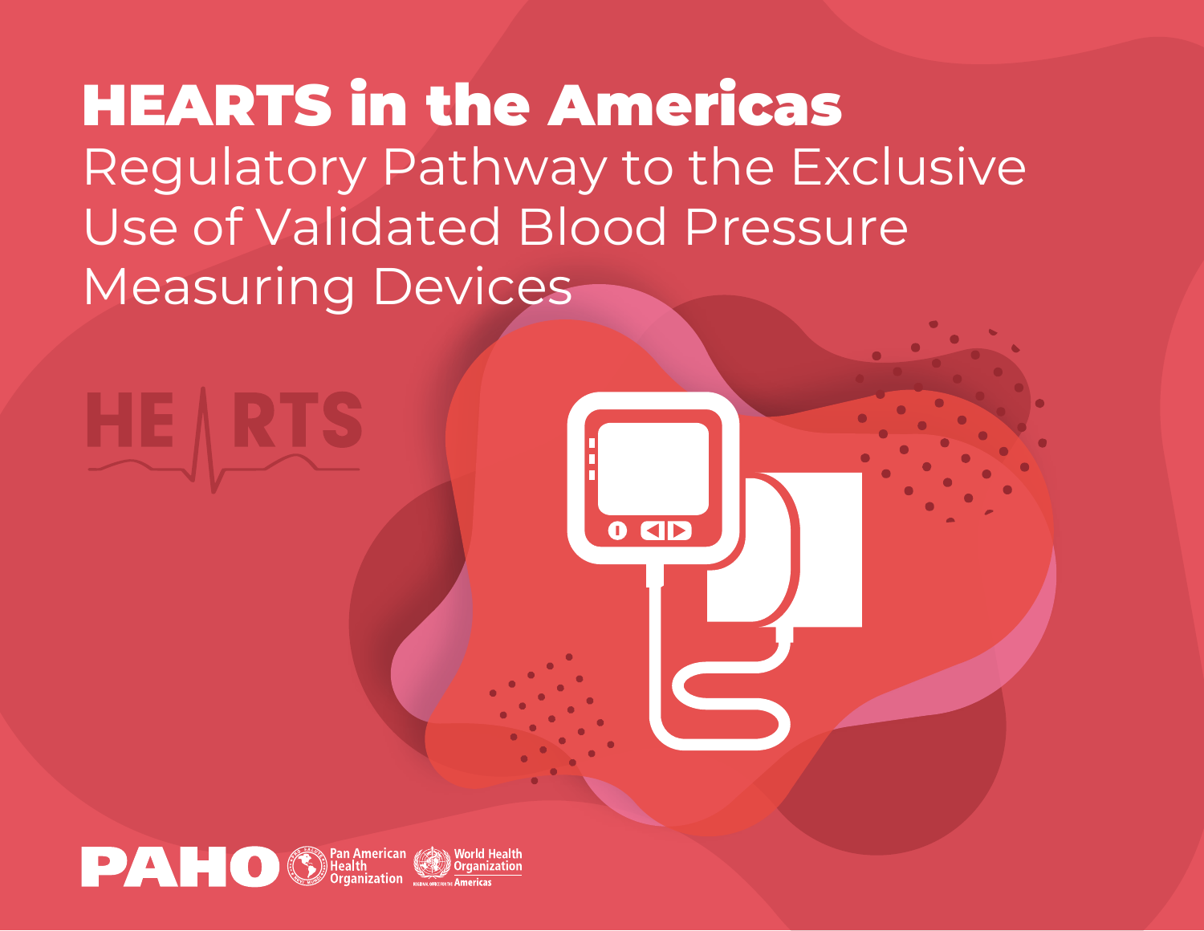# HEARTS in the Americas

## Regulatory Pathway to the Exclusive Use of Validated Blood Pressure Measuring Devices

HEARTS

PAHO Pan American Health Organization

World Health Organization Regional Office for the Americas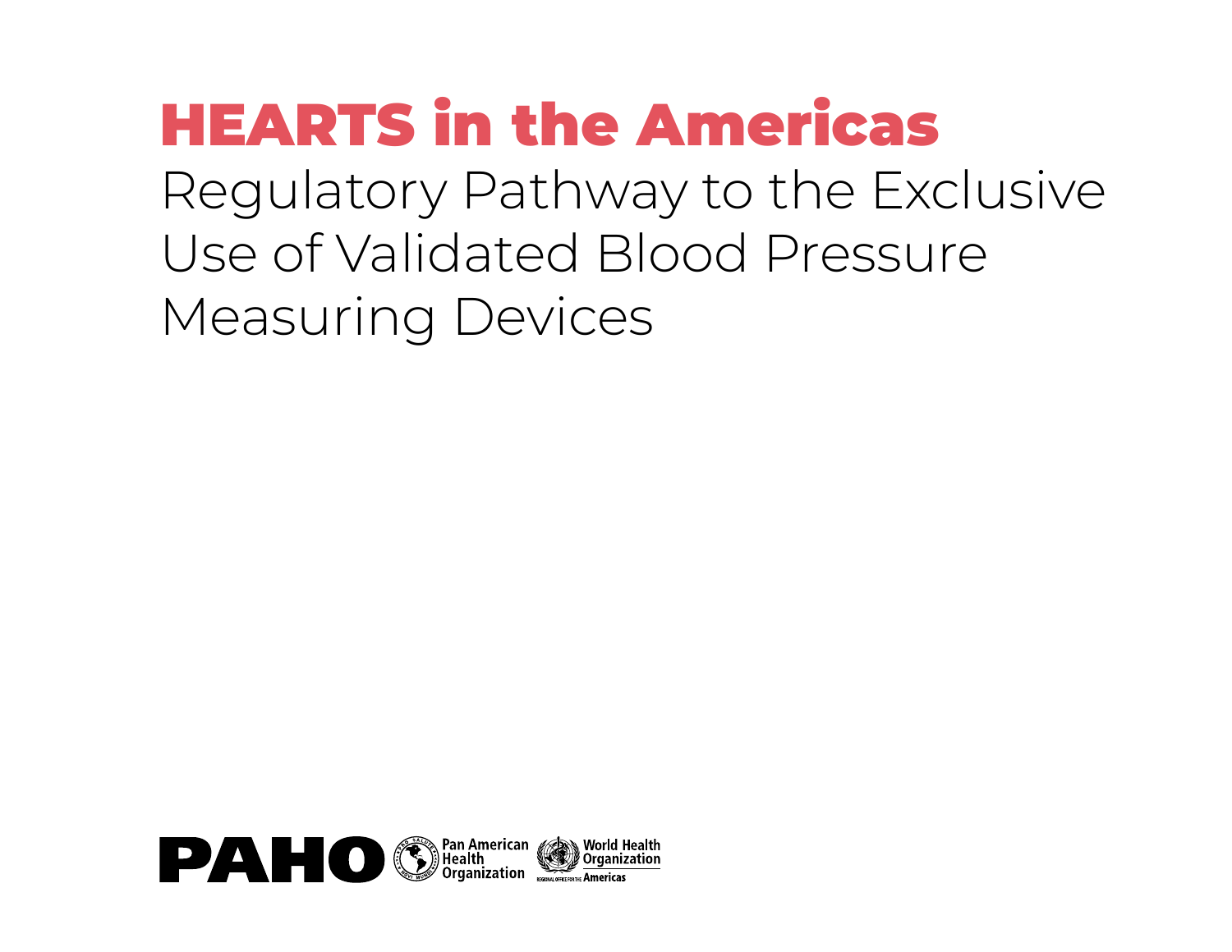# HEARTS in the Americas

Regulatory Pathway to the Exclusive Use of Validated Blood Pressure Measuring Devices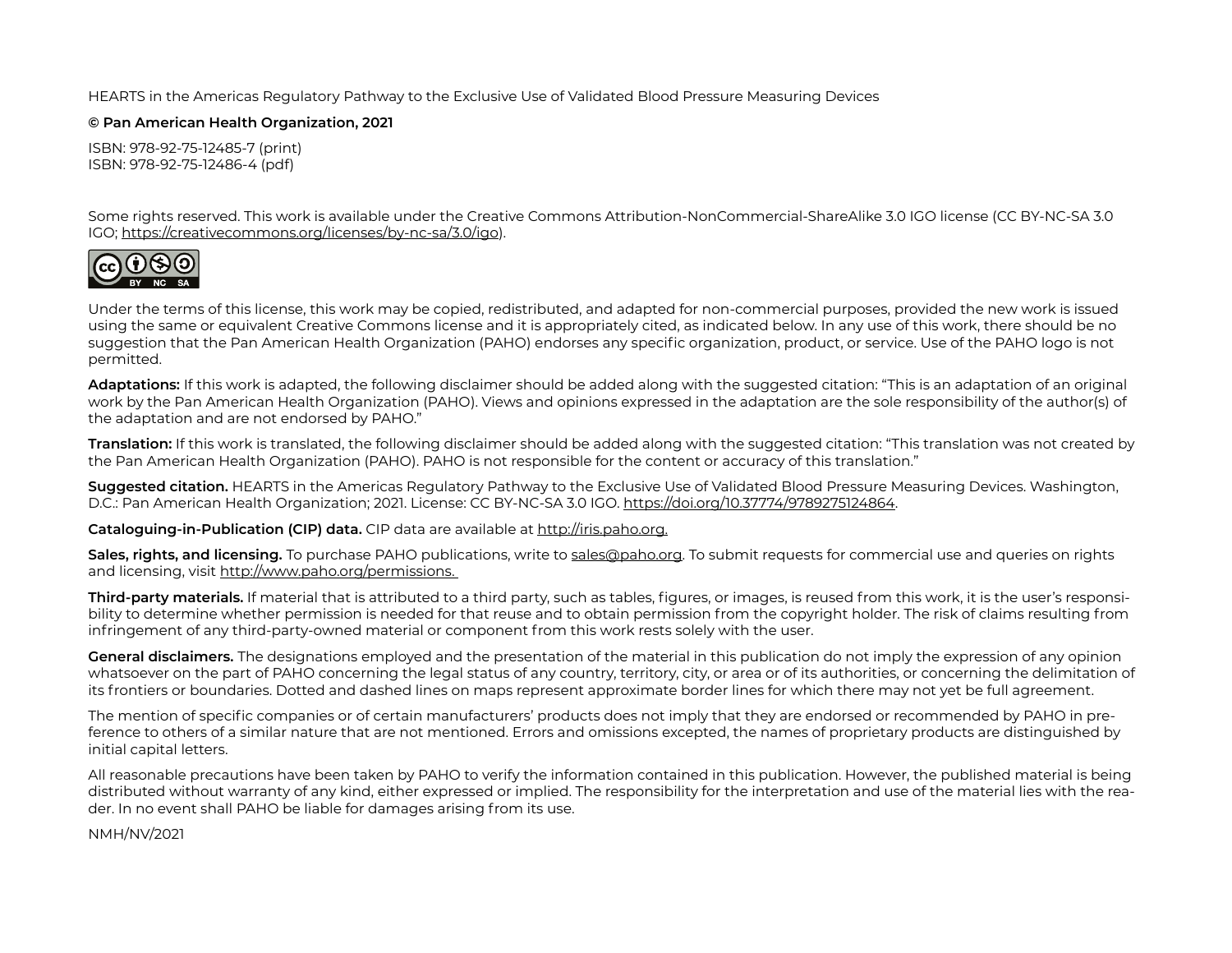HEARTS in the Americas Regulatory Pathway to the Exclusive Use of Validated Blood Pressure Measuring Devices

**© Pan American Health Organization, 2021**

ISBN: 978-92-75-12485-7 (print)
ISBN: 978-92-75-12486-4 (pdf)

Some rights reserved. This work is available under the Creative Commons Attribution-NonCommercial-ShareAlike 3.0 IGO license (CC BY-NC-SA 3.0 IGO; https://creativecommons.org/licenses/by-nc-sa/3.0/igo).

Under the terms of this license, this work may be copied, redistributed, and adapted for non-commercial purposes, provided the new work is issued using the same or equivalent Creative Commons license and it is appropriately cited, as indicated below. In any use of this work, there should be no suggestion that the Pan American Health Organization (PAHO) endorses any specific organization, product, or service. Use of the PAHO logo is not permitted.

**Adaptations:** If this work is adapted, the following disclaimer should be added along with the suggested citation: "This is an adaptation of an original work by the Pan American Health Organization (PAHO). Views and opinions expressed in the adaptation are the sole responsibility of the author(s) of the adaptation and are not endorsed by PAHO."

**Translation:** If this work is translated, the following disclaimer should be added along with the suggested citation: "This translation was not created by the Pan American Health Organization (PAHO). PAHO is not responsible for the content or accuracy of this translation."

**Suggested citation.** HEARTS in the Americas Regulatory Pathway to the Exclusive Use of Validated Blood Pressure Measuring Devices. Washington, D.C.: Pan American Health Organization; 2021. License: CC BY-NC-SA 3.0 IGO. https://doi.org/10.37774/9789275124864.

**Cataloguing-in-Publication (CIP) data.** CIP data are available at http://iris.paho.org.

**Sales, rights, and licensing.** To purchase PAHO publications, write to sales@paho.org. To submit requests for commercial use and queries on rights and licensing, visit http://www.paho.org/permissions.

**Third-party materials.** If material that is attributed to a third party, such as tables, figures, or images, is reused from this work, it is the user's responsibility to determine whether permission is needed for that reuse and to obtain permission from the copyright holder. The risk of claims resulting from infringement of any third-party-owned material or component from this work rests solely with the user.

**General disclaimers.** The designations employed and the presentation of the material in this publication do not imply the expression of any opinion whatsoever on the part of PAHO concerning the legal status of any country, territory, city, or area or of its authorities, or concerning the delimitation of its frontiers or boundaries. Dotted and dashed lines on maps represent approximate border lines for which there may not yet be full agreement.

The mention of specific companies or of certain manufacturers' products does not imply that they are endorsed or recommended by PAHO in preference to others of a similar nature that are not mentioned. Errors and omissions excepted, the names of proprietary products are distinguished by initial capital letters.

All reasonable precautions have been taken by PAHO to verify the information contained in this publication. However, the published material is being distributed without warranty of any kind, either expressed or implied. The responsibility for the interpretation and use of the material lies with the reader. In no event shall PAHO be liable for damages arising from its use.

NMH/NV/2021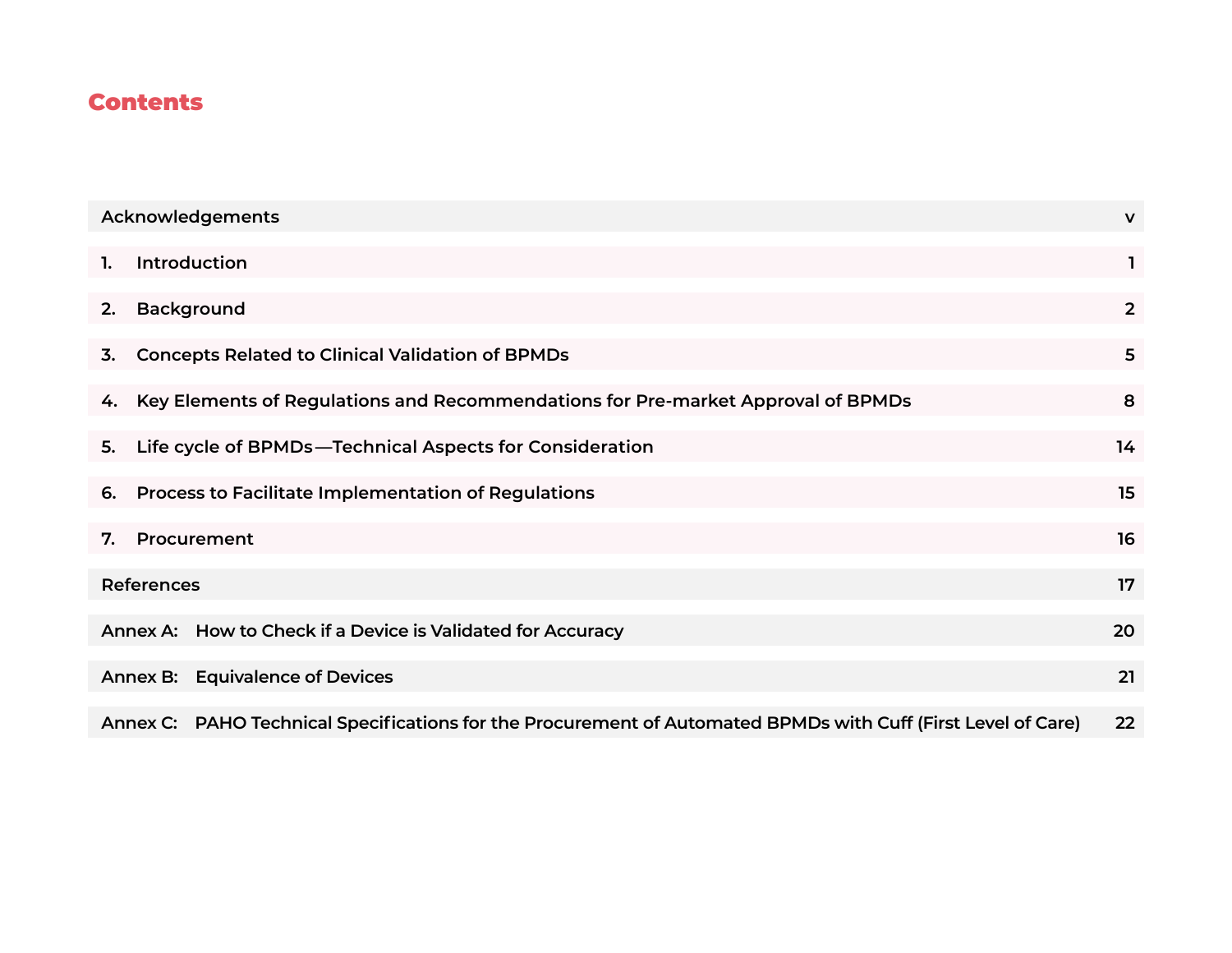# Contents

| | |
|---|---|
| Acknowledgements | v |
| 1. Introduction | 1 |
| 2. Background | 2 |
| 3. Concepts Related to Clinical Validation of BPMDs | 5 |
| 4. Key Elements of Regulations and Recommendations for Pre-market Approval of BPMDs | 8 |
| 5. Life cycle of BPMDs—Technical Aspects for Consideration | 14 |
| 6. Process to Facilitate Implementation of Regulations | 15 |
| 7. Procurement | 16 |
| References | 17 |
| Annex A: How to Check if a Device is Validated for Accuracy | 20 |
| Annex B: Equivalence of Devices | 21 |
| Annex C: PAHO Technical Specifications for the Procurement of Automated BPMDs with Cuff (First Level of Care) | 22 |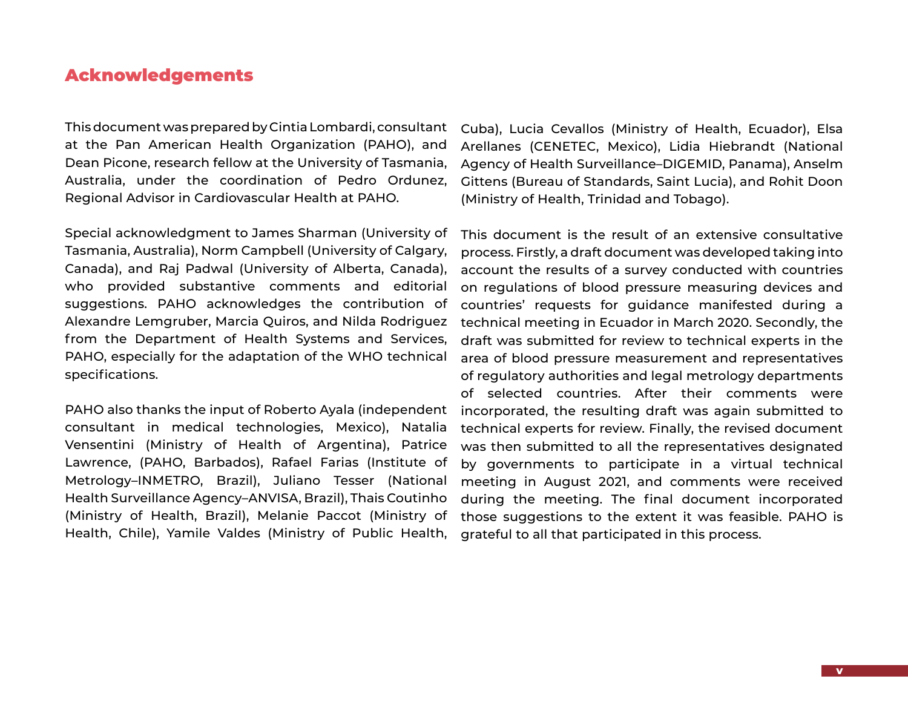## Acknowledgements

This document was prepared by Cintia Lombardi, consultant at the Pan American Health Organization (PAHO), and Dean Picone, research fellow at the University of Tasmania, Australia, under the coordination of Pedro Ordunez, Regional Advisor in Cardiovascular Health at PAHO.

Special acknowledgment to James Sharman (University of Tasmania, Australia), Norm Campbell (University of Calgary, Canada), and Raj Padwal (University of Alberta, Canada), who provided substantive comments and editorial suggestions. PAHO acknowledges the contribution of Alexandre Lemgruber, Marcia Quiros, and Nilda Rodriguez from the Department of Health Systems and Services, PAHO, especially for the adaptation of the WHO technical specifications.

PAHO also thanks the input of Roberto Ayala (independent consultant in medical technologies, Mexico), Natalia Vensentini (Ministry of Health of Argentina), Patrice Lawrence, (PAHO, Barbados), Rafael Farias (Institute of Metrology–INMETRO, Brazil), Juliano Tesser (National Health Surveillance Agency–ANVISA, Brazil), Thais Coutinho (Ministry of Health, Brazil), Melanie Paccot (Ministry of Health, Chile), Yamile Valdes (Ministry of Public Health, Cuba), Lucia Cevallos (Ministry of Health, Ecuador), Elsa Arellanes (CENETEC, Mexico), Lidia Hiebrandt (National Agency of Health Surveillance–DIGEMID, Panama), Anselm Gittens (Bureau of Standards, Saint Lucia), and Rohit Doon (Ministry of Health, Trinidad and Tobago).

This document is the result of an extensive consultative process. Firstly, a draft document was developed taking into account the results of a survey conducted with countries on regulations of blood pressure measuring devices and countries' requests for guidance manifested during a technical meeting in Ecuador in March 2020. Secondly, the draft was submitted for review to technical experts in the area of blood pressure measurement and representatives of regulatory authorities and legal metrology departments of selected countries. After their comments were incorporated, the resulting draft was again submitted to technical experts for review. Finally, the revised document was then submitted to all the representatives designated by governments to participate in a virtual technical meeting in August 2021, and comments were received during the meeting. The final document incorporated those suggestions to the extent it was feasible. PAHO is grateful to all that participated in this process.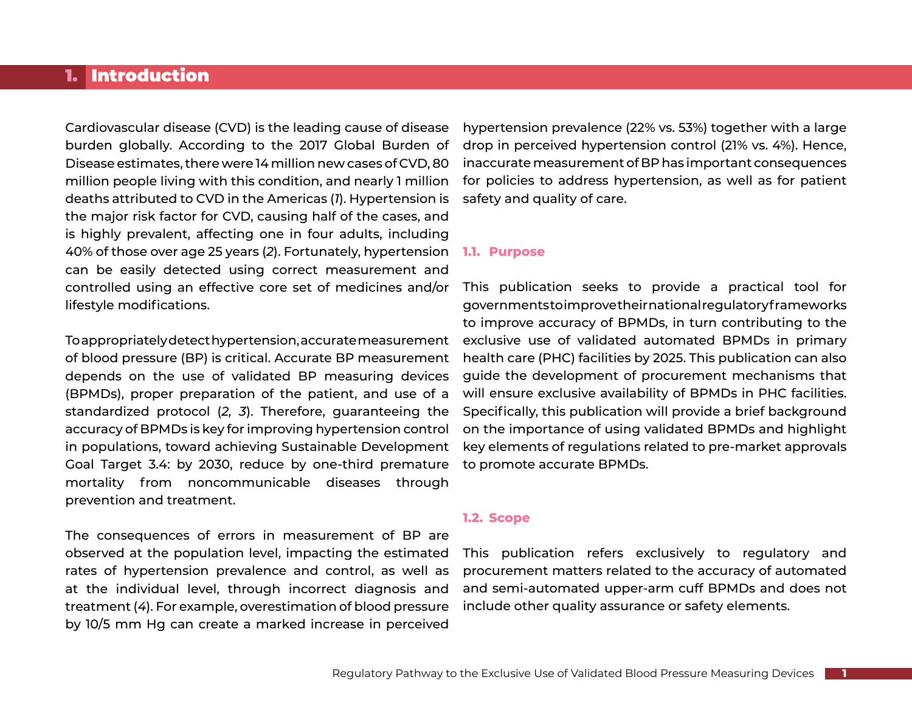# 1. Introduction

Cardiovascular disease (CVD) is the leading cause of disease burden globally. According to the 2017 Global Burden of Disease estimates, there were 14 million new cases of CVD, 80 million people living with this condition, and nearly 1 million deaths attributed to CVD in the Americas (*1*). Hypertension is the major risk factor for CVD, causing half of the cases, and is highly prevalent, affecting one in four adults, including 40% of those over age 25 years (*2*). Fortunately, hypertension can be easily detected using correct measurement and controlled using an effective core set of medicines and/or lifestyle modifications.

To appropriately detect hypertension, accurate measurement of blood pressure (BP) is critical. Accurate BP measurement depends on the use of validated BP measuring devices (BPMDs), proper preparation of the patient, and use of a standardized protocol (*2, 3*). Therefore, guaranteeing the accuracy of BPMDs is key for improving hypertension control in populations, toward achieving Sustainable Development Goal Target 3.4: by 2030, reduce by one-third premature mortality from noncommunicable diseases through prevention and treatment.

The consequences of errors in measurement of BP are observed at the population level, impacting the estimated rates of hypertension prevalence and control, as well as at the individual level, through incorrect diagnosis and treatment (*4*). For example, overestimation of blood pressure by 10/5 mm Hg can create a marked increase in perceived hypertension prevalence (22% vs. 53%) together with a large drop in perceived hypertension control (21% vs. 4%). Hence, inaccurate measurement of BP has important consequences for policies to address hypertension, as well as for patient safety and quality of care.

## 1.1. Purpose

This publication seeks to provide a practical tool for governments to improve their national regulatory frameworks to improve accuracy of BPMDs, in turn contributing to the exclusive use of validated automated BPMDs in primary health care (PHC) facilities by 2025. This publication can also guide the development of procurement mechanisms that will ensure exclusive availability of BPMDs in PHC facilities. Specifically, this publication will provide a brief background on the importance of using validated BPMDs and highlight key elements of regulations related to pre-market approvals to promote accurate BPMDs.

## 1.2. Scope

This publication refers exclusively to regulatory and procurement matters related to the accuracy of automated and semi-automated upper-arm cuff BPMDs and does not include other quality assurance or safety elements.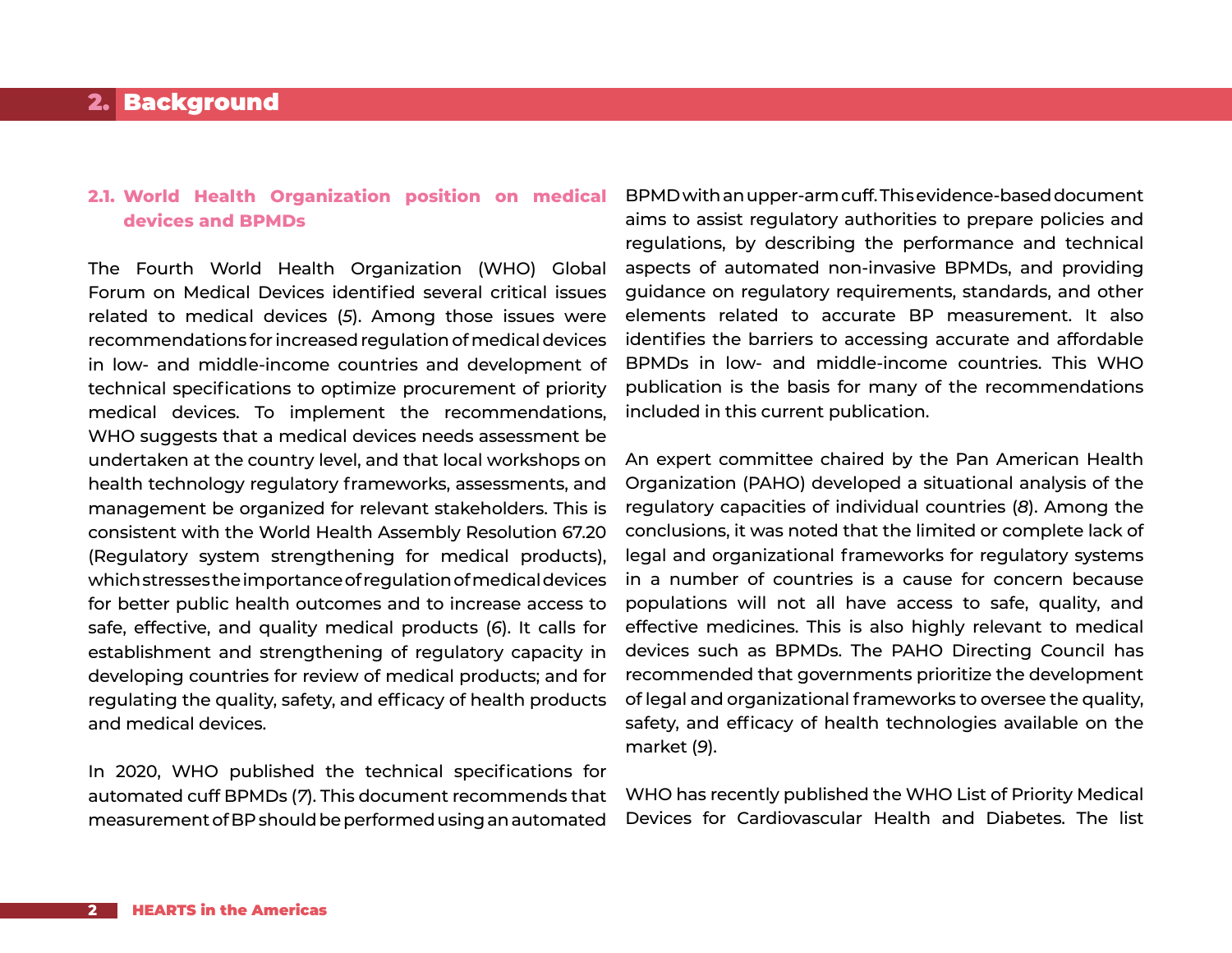## 2. Background

### 2.1. World Health Organization position on medical devices and BPMDs

The Fourth World Health Organization (WHO) Global Forum on Medical Devices identified several critical issues related to medical devices (*5*). Among those issues were recommendations for increased regulation of medical devices in low- and middle-income countries and development of technical specifications to optimize procurement of priority medical devices. To implement the recommendations, WHO suggests that a medical devices needs assessment be undertaken at the country level, and that local workshops on health technology regulatory frameworks, assessments, and management be organized for relevant stakeholders. This is consistent with the World Health Assembly Resolution 67.20 (Regulatory system strengthening for medical products), which stresses the importance of regulation of medical devices for better public health outcomes and to increase access to safe, effective, and quality medical products (*6*). It calls for establishment and strengthening of regulatory capacity in developing countries for review of medical products; and for regulating the quality, safety, and efficacy of health products and medical devices.

In 2020, WHO published the technical specifications for automated cuff BPMDs (*7*). This document recommends that measurement of BP should be performed using an automated BPMD with an upper-arm cuff. This evidence-based document aims to assist regulatory authorities to prepare policies and regulations, by describing the performance and technical aspects of automated non-invasive BPMDs, and providing guidance on regulatory requirements, standards, and other elements related to accurate BP measurement. It also identifies the barriers to accessing accurate and affordable BPMDs in low- and middle-income countries. This WHO publication is the basis for many of the recommendations included in this current publication.

An expert committee chaired by the Pan American Health Organization (PAHO) developed a situational analysis of the regulatory capacities of individual countries (*8*). Among the conclusions, it was noted that the limited or complete lack of legal and organizational frameworks for regulatory systems in a number of countries is a cause for concern because populations will not all have access to safe, quality, and effective medicines. This is also highly relevant to medical devices such as BPMDs. The PAHO Directing Council has recommended that governments prioritize the development of legal and organizational frameworks to oversee the quality, safety, and efficacy of health technologies available on the market (*9*).

WHO has recently published the WHO List of Priority Medical Devices for Cardiovascular Health and Diabetes. The list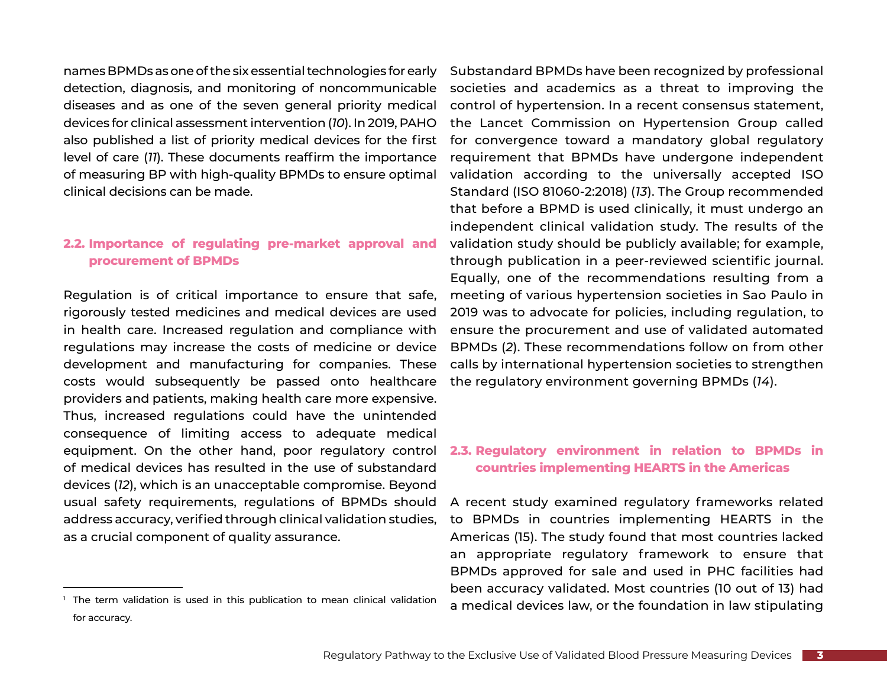names BPMDs as one of the six essential technologies for early detection, diagnosis, and monitoring of noncommunicable diseases and as one of the seven general priority medical devices for clinical assessment intervention (*10*). In 2019, PAHO also published a list of priority medical devices for the first level of care (*11*). These documents reaffirm the importance of measuring BP with high-quality BPMDs to ensure optimal clinical decisions can be made.

## 2.2. Importance of regulating pre-market approval and procurement of BPMDs

Regulation is of critical importance to ensure that safe, rigorously tested medicines and medical devices are used in health care. Increased regulation and compliance with regulations may increase the costs of medicine or device development and manufacturing for companies. These costs would subsequently be passed onto healthcare providers and patients, making health care more expensive. Thus, increased regulations could have the unintended consequence of limiting access to adequate medical equipment. On the other hand, poor regulatory control of medical devices has resulted in the use of substandard devices (*12*), which is an unacceptable compromise. Beyond usual safety requirements, regulations of BPMDs should address accuracy, verified through clinical validation studies, as a crucial component of quality assurance.

Substandard BPMDs have been recognized by professional societies and academics as a threat to improving the control of hypertension. In a recent consensus statement, the Lancet Commission on Hypertension Group called for convergence toward a mandatory global regulatory requirement that BPMDs have undergone independent validation according to the universally accepted ISO Standard (ISO 81060-2:2018) (*13*). The Group recommended that before a BPMD is used clinically, it must undergo an independent clinical validation study. The results of the validation study should be publicly available; for example, through publication in a peer-reviewed scientific journal. Equally, one of the recommendations resulting from a meeting of various hypertension societies in Sao Paulo in 2019 was to advocate for policies, including regulation, to ensure the procurement and use of validated automated BPMDs (*2*). These recommendations follow on from other calls by international hypertension societies to strengthen the regulatory environment governing BPMDs (*14*).

## 2.3. Regulatory environment in relation to BPMDs in countries implementing HEARTS in the Americas

A recent study examined regulatory frameworks related to BPMDs in countries implementing HEARTS in the Americas (15). The study found that most countries lacked an appropriate regulatory framework to ensure that BPMDs approved for sale and used in PHC facilities had been accuracy validated. Most countries (10 out of 13) had a medical devices law, or the foundation in law stipulating

[1] The term validation is used in this publication to mean clinical validation for accuracy.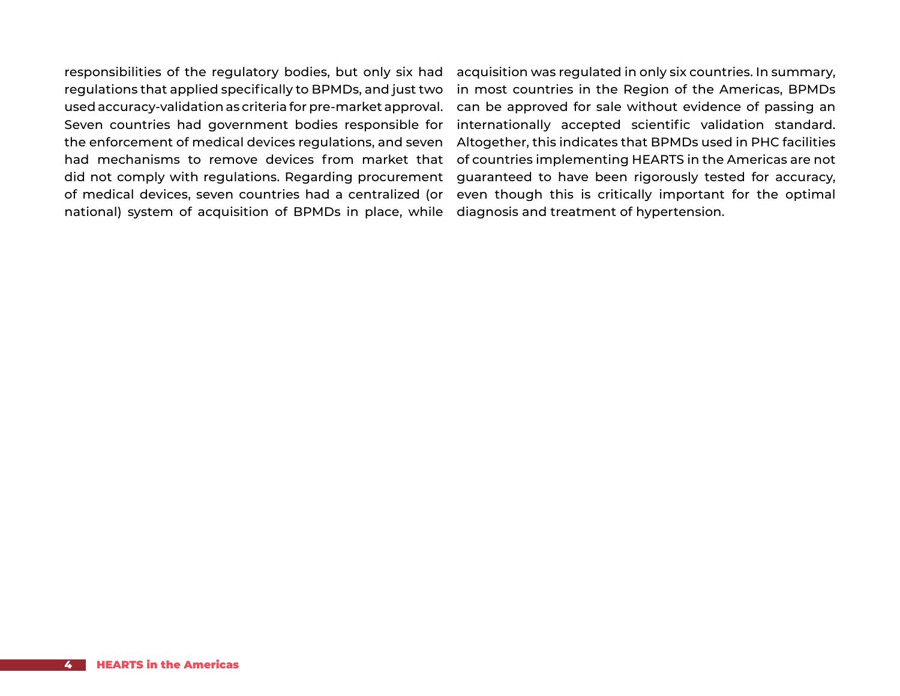responsibilities of the regulatory bodies, but only six had regulations that applied specifically to BPMDs, and just two used accuracy-validation as criteria for pre-market approval. Seven countries had government bodies responsible for the enforcement of medical devices regulations, and seven had mechanisms to remove devices from market that did not comply with regulations. Regarding procurement of medical devices, seven countries had a centralized (or national) system of acquisition of BPMDs in place, while acquisition was regulated in only six countries. In summary, in most countries in the Region of the Americas, BPMDs can be approved for sale without evidence of passing an internationally accepted scientific validation standard. Altogether, this indicates that BPMDs used in PHC facilities of countries implementing HEARTS in the Americas are not guaranteed to have been rigorously tested for accuracy, even though this is critically important for the optimal diagnosis and treatment of hypertension.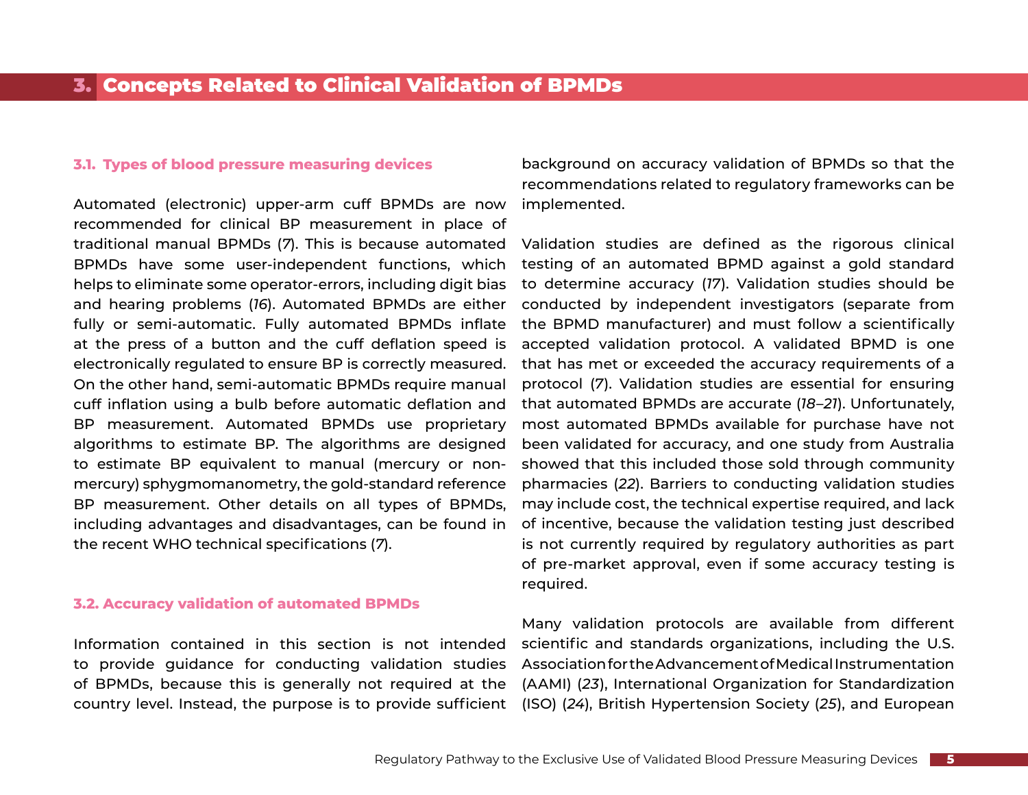# 3. Concepts Related to Clinical Validation of BPMDs

## 3.1. Types of blood pressure measuring devices

Automated (electronic) upper-arm cuff BPMDs are now recommended for clinical BP measurement in place of traditional manual BPMDs (*7*). This is because automated BPMDs have some user-independent functions, which helps to eliminate some operator-errors, including digit bias and hearing problems (*16*). Automated BPMDs are either fully or semi-automatic. Fully automated BPMDs inflate at the press of a button and the cuff deflation speed is electronically regulated to ensure BP is correctly measured. On the other hand, semi-automatic BPMDs require manual cuff inflation using a bulb before automatic deflation and BP measurement. Automated BPMDs use proprietary algorithms to estimate BP. The algorithms are designed to estimate BP equivalent to manual (mercury or non-mercury) sphygmomanometry, the gold-standard reference BP measurement. Other details on all types of BPMDs, including advantages and disadvantages, can be found in the recent WHO technical specifications (*7*).

## 3.2. Accuracy validation of automated BPMDs

Information contained in this section is not intended to provide guidance for conducting validation studies of BPMDs, because this is generally not required at the country level. Instead, the purpose is to provide sufficient background on accuracy validation of BPMDs so that the recommendations related to regulatory frameworks can be implemented.

Validation studies are defined as the rigorous clinical testing of an automated BPMD against a gold standard to determine accuracy (*17*). Validation studies should be conducted by independent investigators (separate from the BPMD manufacturer) and must follow a scientifically accepted validation protocol. A validated BPMD is one that has met or exceeded the accuracy requirements of a protocol (*7*). Validation studies are essential for ensuring that automated BPMDs are accurate (*18–21*). Unfortunately, most automated BPMDs available for purchase have not been validated for accuracy, and one study from Australia showed that this included those sold through community pharmacies (*22*). Barriers to conducting validation studies may include cost, the technical expertise required, and lack of incentive, because the validation testing just described is not currently required by regulatory authorities as part of pre-market approval, even if some accuracy testing is required.

Many validation protocols are available from different scientific and standards organizations, including the U.S. Association for the Advancement of Medical Instrumentation (AAMI) (*23*), International Organization for Standardization (ISO) (*24*), British Hypertension Society (*25*), and European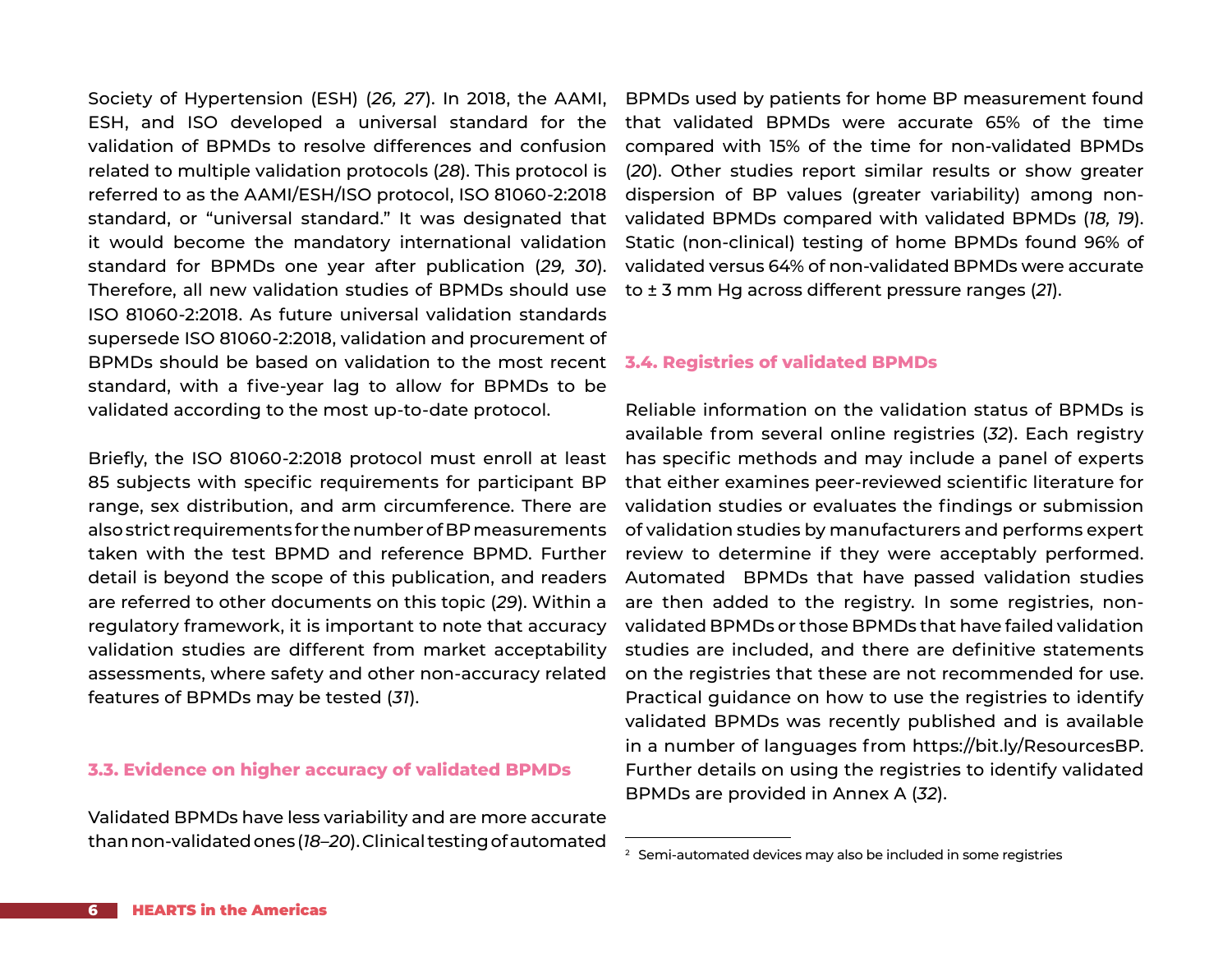Society of Hypertension (ESH) (*26, 27*). In 2018, the AAMI, ESH, and ISO developed a universal standard for the validation of BPMDs to resolve differences and confusion related to multiple validation protocols (*28*). This protocol is referred to as the AAMI/ESH/ISO protocol, ISO 81060-2:2018 standard, or "universal standard." It was designated that it would become the mandatory international validation standard for BPMDs one year after publication (*29, 30*). Therefore, all new validation studies of BPMDs should use ISO 81060-2:2018. As future universal validation standards supersede ISO 81060-2:2018, validation and procurement of BPMDs should be based on validation to the most recent standard, with a five-year lag to allow for BPMDs to be validated according to the most up-to-date protocol.

Briefly, the ISO 81060-2:2018 protocol must enroll at least 85 subjects with specific requirements for participant BP range, sex distribution, and arm circumference. There are also strict requirements for the number of BP measurements taken with the test BPMD and reference BPMD. Further detail is beyond the scope of this publication, and readers are referred to other documents on this topic (*29*). Within a regulatory framework, it is important to note that accuracy validation studies are different from market acceptability assessments, where safety and other non-accuracy related features of BPMDs may be tested (*31*).

### 3.3. Evidence on higher accuracy of validated BPMDs

Validated BPMDs have less variability and are more accurate than non-validated ones (*18–20*). Clinical testing of automated BPMDs used by patients for home BP measurement found that validated BPMDs were accurate 65% of the time compared with 15% of the time for non-validated BPMDs (*20*). Other studies report similar results or show greater dispersion of BP values (greater variability) among non-validated BPMDs compared with validated BPMDs (*18, 19*). Static (non-clinical) testing of home BPMDs found 96% of validated versus 64% of non-validated BPMDs were accurate to ± 3 mm Hg across different pressure ranges (*21*).

### 3.4. Registries of validated BPMDs

Reliable information on the validation status of BPMDs is available from several online registries (*32*). Each registry has specific methods and may include a panel of experts that either examines peer-reviewed scientific literature for validation studies or evaluates the findings or submission of validation studies by manufacturers and performs expert review to determine if they were acceptably performed. Automated BPMDs that have passed validation studies are then added to the registry. In some registries, non-validated BPMDs or those BPMDs that have failed validation studies are included, and there are definitive statements on the registries that these are not recommended for use. Practical guidance on how to use the registries to identify validated BPMDs was recently published and is available in a number of languages from https://bit.ly/ResourcesBP. Further details on using the registries to identify validated BPMDs are provided in Annex A (*32*).

---

[2] Semi-automated devices may also be included in some registries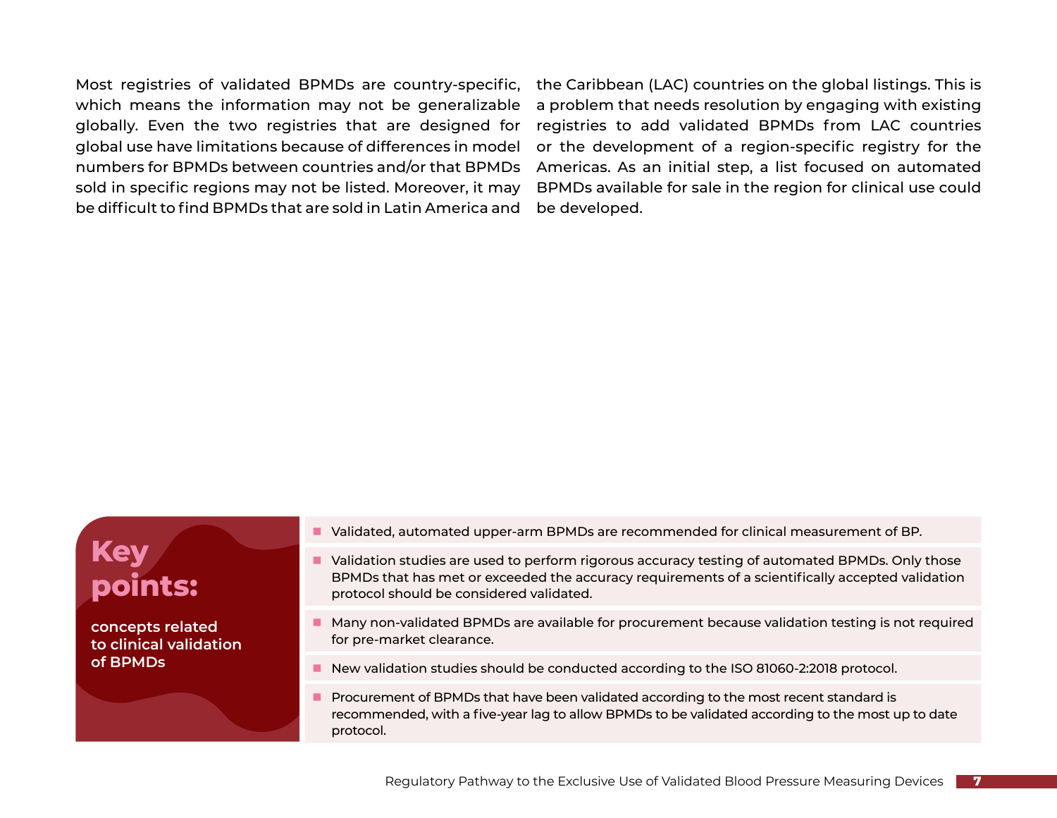Most registries of validated BPMDs are country-specific, which means the information may not be generalizable globally. Even the two registries that are designed for global use have limitations because of differences in model numbers for BPMDs between countries and/or that BPMDs sold in specific regions may not be listed. Moreover, it may be difficult to find BPMDs that are sold in Latin America and the Caribbean (LAC) countries on the global listings. This is a problem that needs resolution by engaging with existing registries to add validated BPMDs from LAC countries or the development of a region-specific registry for the Americas. As an initial step, a list focused on automated BPMDs available for sale in the region for clinical use could be developed.

**Key points:**

**concepts related to clinical validation of BPMDs**

- Validated, automated upper-arm BPMDs are recommended for clinical measurement of BP.
- Validation studies are used to perform rigorous accuracy testing of automated BPMDs. Only those BPMDs that has met or exceeded the accuracy requirements of a scientifically accepted validation protocol should be considered validated.
- Many non-validated BPMDs are available for procurement because validation testing is not required for pre-market clearance.
- New validation studies should be conducted according to the ISO 81060-2:2018 protocol.
- Procurement of BPMDs that have been validated according to the most recent standard is recommended, with a five-year lag to allow BPMDs to be validated according to the most up to date protocol.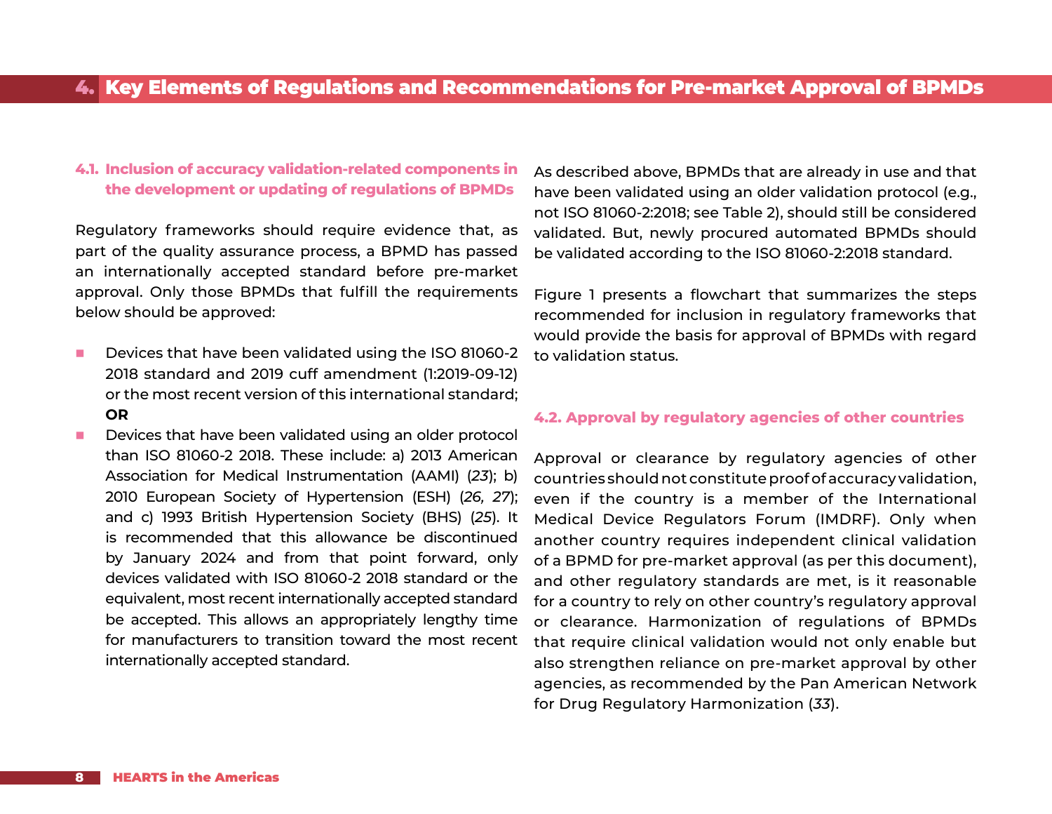# 4. Key Elements of Regulations and Recommendations for Pre-market Approval of BPMDs

## 4.1. Inclusion of accuracy validation-related components in the development or updating of regulations of BPMDs

Regulatory frameworks should require evidence that, as part of the quality assurance process, a BPMD has passed an internationally accepted standard before pre-market approval. Only those BPMDs that fulfill the requirements below should be approved:

- Devices that have been validated using the ISO 81060-2 2018 standard and 2019 cuff amendment (1:2019-09-12) or the most recent version of this international standard; **OR**
- Devices that have been validated using an older protocol than ISO 81060-2 2018. These include: a) 2013 American Association for Medical Instrumentation (AAMI) (*23*); b) 2010 European Society of Hypertension (ESH) (*26, 27*); and c) 1993 British Hypertension Society (BHS) (*25*). It is recommended that this allowance be discontinued by January 2024 and from that point forward, only devices validated with ISO 81060-2 2018 standard or the equivalent, most recent internationally accepted standard be accepted. This allows an appropriately lengthy time for manufacturers to transition toward the most recent internationally accepted standard.

As described above, BPMDs that are already in use and that have been validated using an older validation protocol (e.g., not ISO 81060-2:2018; see Table 2), should still be considered validated. But, newly procured automated BPMDs should be validated according to the ISO 81060-2:2018 standard.

Figure 1 presents a flowchart that summarizes the steps recommended for inclusion in regulatory frameworks that would provide the basis for approval of BPMDs with regard to validation status.

## 4.2. Approval by regulatory agencies of other countries

Approval or clearance by regulatory agencies of other countries should not constitute proof of accuracy validation, even if the country is a member of the International Medical Device Regulators Forum (IMDRF). Only when another country requires independent clinical validation of a BPMD for pre-market approval (as per this document), and other regulatory standards are met, is it reasonable for a country to rely on other country's regulatory approval or clearance. Harmonization of regulations of BPMDs that require clinical validation would not only enable but also strengthen reliance on pre-market approval by other agencies, as recommended by the Pan American Network for Drug Regulatory Harmonization (*33*).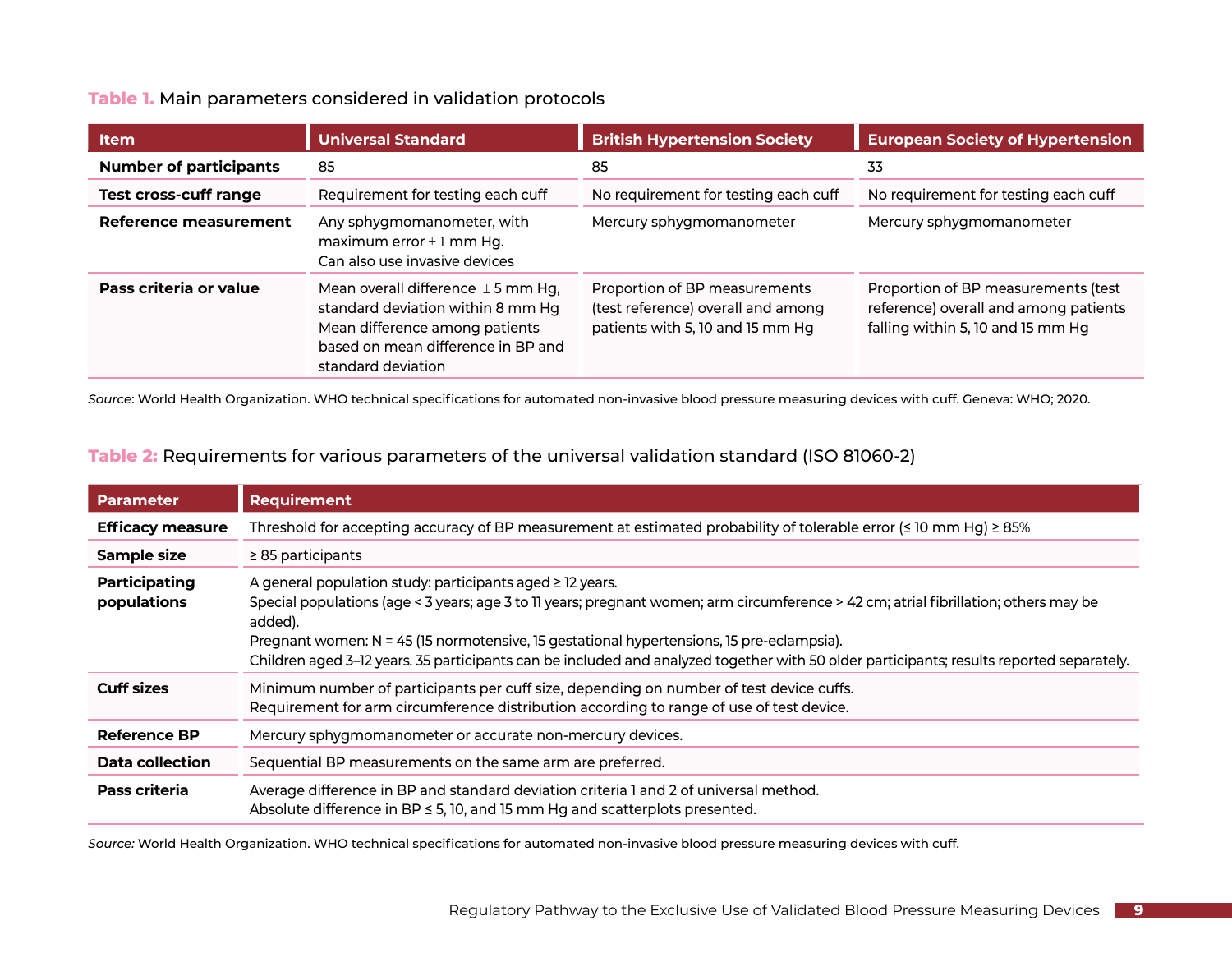**Table 1.** Main parameters considered in validation protocols

| Item | Universal Standard | British Hypertension Society | European Society of Hypertension |
|---|---|---|---|
| **Number of participants** | 85 | 85 | 33 |
| **Test cross-cuff range** | Requirement for testing each cuff | No requirement for testing each cuff | No requirement for testing each cuff |
| **Reference measurement** | Any sphygmomanometer, with maximum error ± 1 mm Hg. Can also use invasive devices | Mercury sphygmomanometer | Mercury sphygmomanometer |
| **Pass criteria or value** | Mean overall difference ± 5 mm Hg, standard deviation within 8 mm Hg Mean difference among patients based on mean difference in BP and standard deviation | Proportion of BP measurements (test reference) overall and among patients with 5, 10 and 15 mm Hg | Proportion of BP measurements (test reference) overall and among patients falling within 5, 10 and 15 mm Hg |

*Source*: World Health Organization. WHO technical specifications for automated non-invasive blood pressure measuring devices with cuff. Geneva: WHO; 2020.

**Table 2:** Requirements for various parameters of the universal validation standard (ISO 81060-2)

| Parameter | Requirement |
|---|---|
| **Efficacy measure** | Threshold for accepting accuracy of BP measurement at estimated probability of tolerable error (≤ 10 mm Hg) ≥ 85% |
| **Sample size** | ≥ 85 participants |
| **Participating populations** | A general population study: participants aged ≥ 12 years. Special populations (age < 3 years; age 3 to 11 years; pregnant women; arm circumference > 42 cm; atrial fibrillation; others may be added). Pregnant women: N = 45 (15 normotensive, 15 gestational hypertensions, 15 pre-eclampsia). Children aged 3–12 years. 35 participants can be included and analyzed together with 50 older participants; results reported separately. |
| **Cuff sizes** | Minimum number of participants per cuff size, depending on number of test device cuffs. Requirement for arm circumference distribution according to range of use of test device. |
| **Reference BP** | Mercury sphygmomanometer or accurate non-mercury devices. |
| **Data collection** | Sequential BP measurements on the same arm are preferred. |
| **Pass criteria** | Average difference in BP and standard deviation criteria 1 and 2 of universal method. Absolute difference in BP ≤ 5, 10, and 15 mm Hg and scatterplots presented. |

*Source:* World Health Organization. WHO technical specifications for automated non-invasive blood pressure measuring devices with cuff.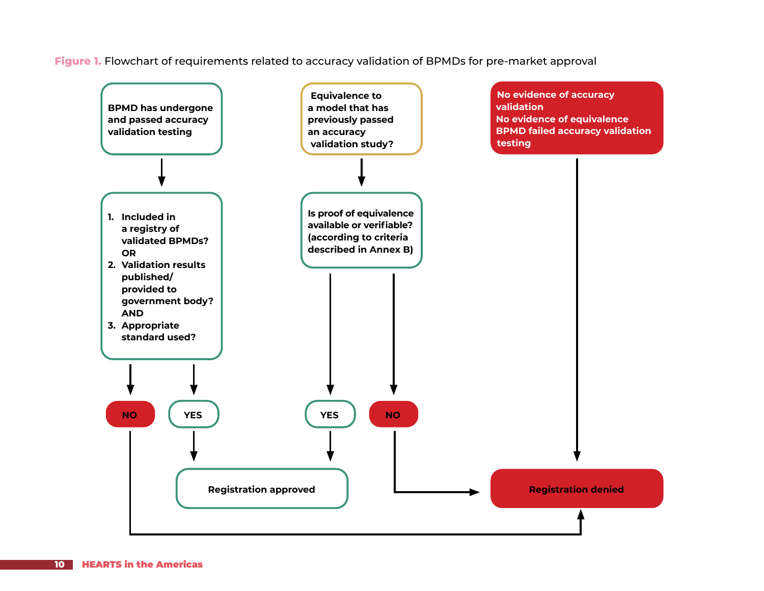**Figure 1.** Flowchart of requirements related to accuracy validation of BPMDs for pre-market approval

**BPMD has undergone and passed accuracy validation testing**

↓

1. Included in a registry of validated BPMDs?
   OR
2. Validation results published/ provided to government body?
   AND
3. Appropriate standard used?

- NO → Registration denied
- YES → Registration approved

**Equivalence to a model that has previously passed an accuracy validation study?**

↓

Is proof of equivalence available or verifiable? (according to criteria described in Annex B)

- YES → Registration approved
- NO → Registration denied

**No evidence of accuracy validation**
**No evidence of equivalence**
**BPMD failed accuracy validation testing**

→ Registration denied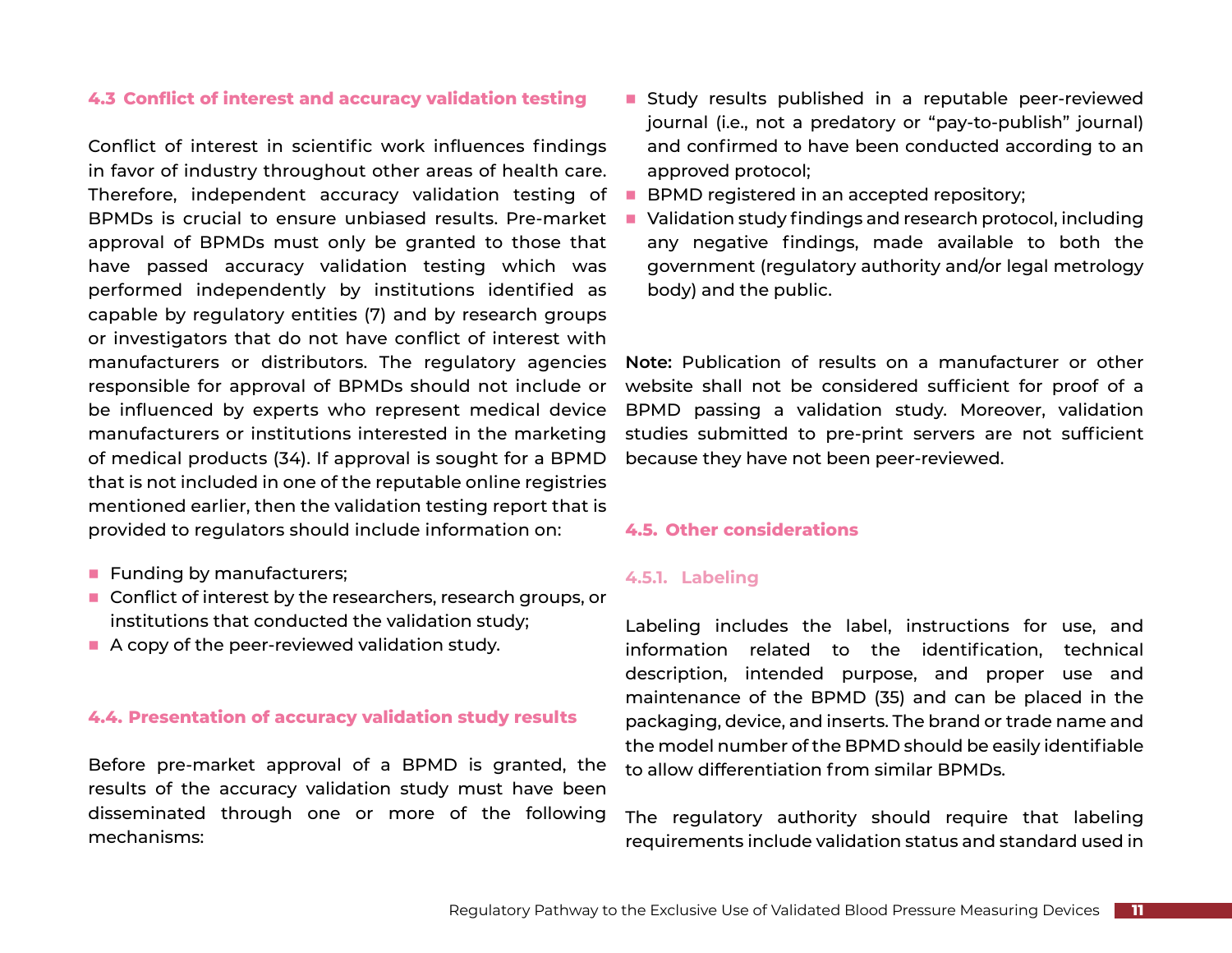### 4.3 Conflict of interest and accuracy validation testing

Conflict of interest in scientific work influences findings in favor of industry throughout other areas of health care. Therefore, independent accuracy validation testing of BPMDs is crucial to ensure unbiased results. Pre-market approval of BPMDs must only be granted to those that have passed accuracy validation testing which was performed independently by institutions identified as capable by regulatory entities (7) and by research groups or investigators that do not have conflict of interest with manufacturers or distributors. The regulatory agencies responsible for approval of BPMDs should not include or be influenced by experts who represent medical device manufacturers or institutions interested in the marketing of medical products (34). If approval is sought for a BPMD that is not included in one of the reputable online registries mentioned earlier, then the validation testing report that is provided to regulators should include information on:

- Funding by manufacturers;
- Conflict of interest by the researchers, research groups, or institutions that conducted the validation study;
- A copy of the peer-reviewed validation study.

### 4.4. Presentation of accuracy validation study results

Before pre-market approval of a BPMD is granted, the results of the accuracy validation study must have been disseminated through one or more of the following mechanisms:

- Study results published in a reputable peer-reviewed journal (i.e., not a predatory or "pay-to-publish" journal) and confirmed to have been conducted according to an approved protocol;
- BPMD registered in an accepted repository;
- Validation study findings and research protocol, including any negative findings, made available to both the government (regulatory authority and/or legal metrology body) and the public.

**Note:** Publication of results on a manufacturer or other website shall not be considered sufficient for proof of a BPMD passing a validation study. Moreover, validation studies submitted to pre-print servers are not sufficient because they have not been peer-reviewed.

### 4.5. Other considerations

#### 4.5.1. Labeling

Labeling includes the label, instructions for use, and information related to the identification, technical description, intended purpose, and proper use and maintenance of the BPMD (35) and can be placed in the packaging, device, and inserts. The brand or trade name and the model number of the BPMD should be easily identifiable to allow differentiation from similar BPMDs.

The regulatory authority should require that labeling requirements include validation status and standard used in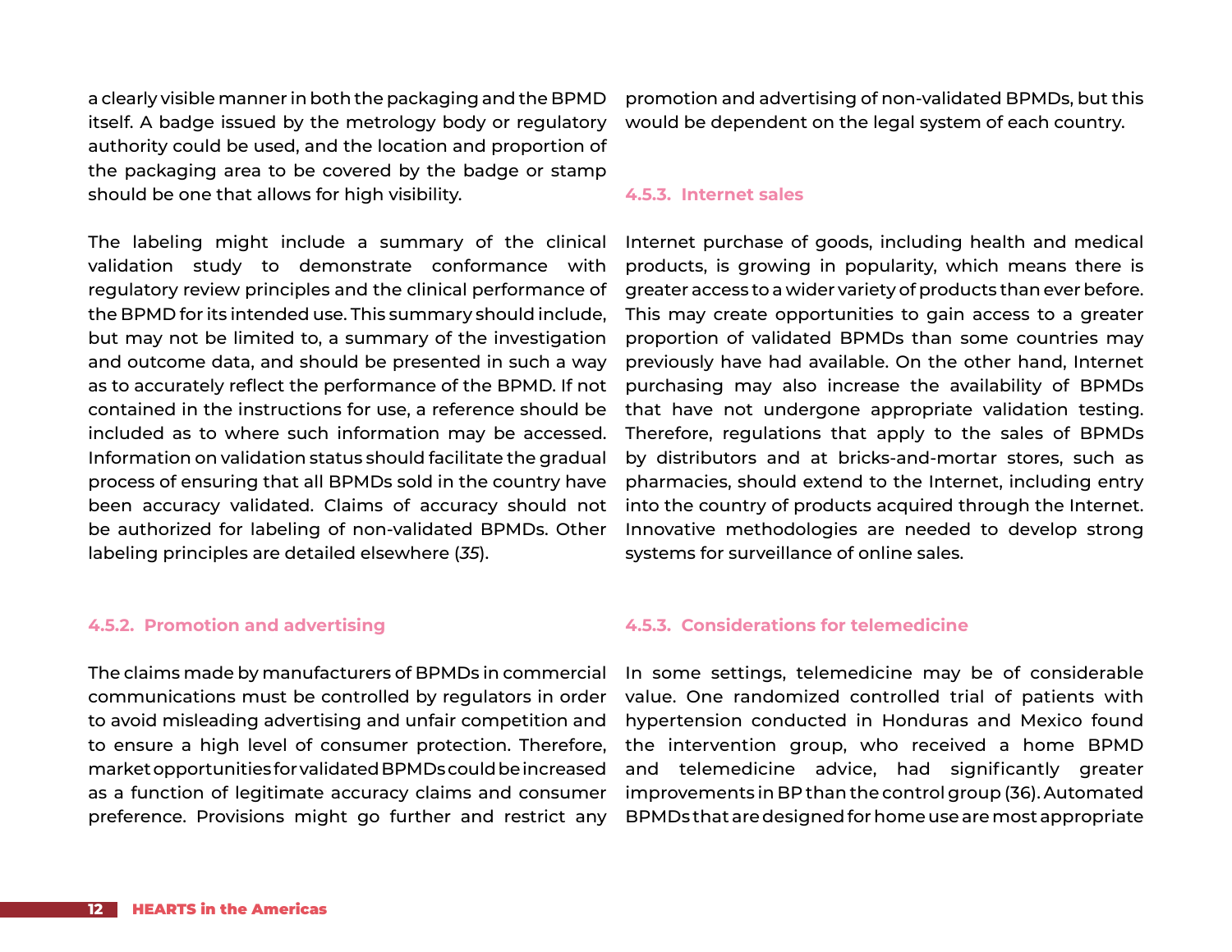a clearly visible manner in both the packaging and the BPMD itself. A badge issued by the metrology body or regulatory authority could be used, and the location and proportion of the packaging area to be covered by the badge or stamp should be one that allows for high visibility.

The labeling might include a summary of the clinical validation study to demonstrate conformance with regulatory review principles and the clinical performance of the BPMD for its intended use. This summary should include, but may not be limited to, a summary of the investigation and outcome data, and should be presented in such a way as to accurately reflect the performance of the BPMD. If not contained in the instructions for use, a reference should be included as to where such information may be accessed. Information on validation status should facilitate the gradual process of ensuring that all BPMDs sold in the country have been accuracy validated. Claims of accuracy should not be authorized for labeling of non-validated BPMDs. Other labeling principles are detailed elsewhere (*35*).

#### 4.5.2. Promotion and advertising

The claims made by manufacturers of BPMDs in commercial communications must be controlled by regulators in order to avoid misleading advertising and unfair competition and to ensure a high level of consumer protection. Therefore, market opportunities for validated BPMDs could be increased as a function of legitimate accuracy claims and consumer preference. Provisions might go further and restrict any promotion and advertising of non-validated BPMDs, but this would be dependent on the legal system of each country.

#### 4.5.3. Internet sales

Internet purchase of goods, including health and medical products, is growing in popularity, which means there is greater access to a wider variety of products than ever before. This may create opportunities to gain access to a greater proportion of validated BPMDs than some countries may previously have had available. On the other hand, Internet purchasing may also increase the availability of BPMDs that have not undergone appropriate validation testing. Therefore, regulations that apply to the sales of BPMDs by distributors and at bricks-and-mortar stores, such as pharmacies, should extend to the Internet, including entry into the country of products acquired through the Internet. Innovative methodologies are needed to develop strong systems for surveillance of online sales.

#### 4.5.3. Considerations for telemedicine

In some settings, telemedicine may be of considerable value. One randomized controlled trial of patients with hypertension conducted in Honduras and Mexico found the intervention group, who received a home BPMD and telemedicine advice, had significantly greater improvements in BP than the control group (36). Automated BPMDs that are designed for home use are most appropriate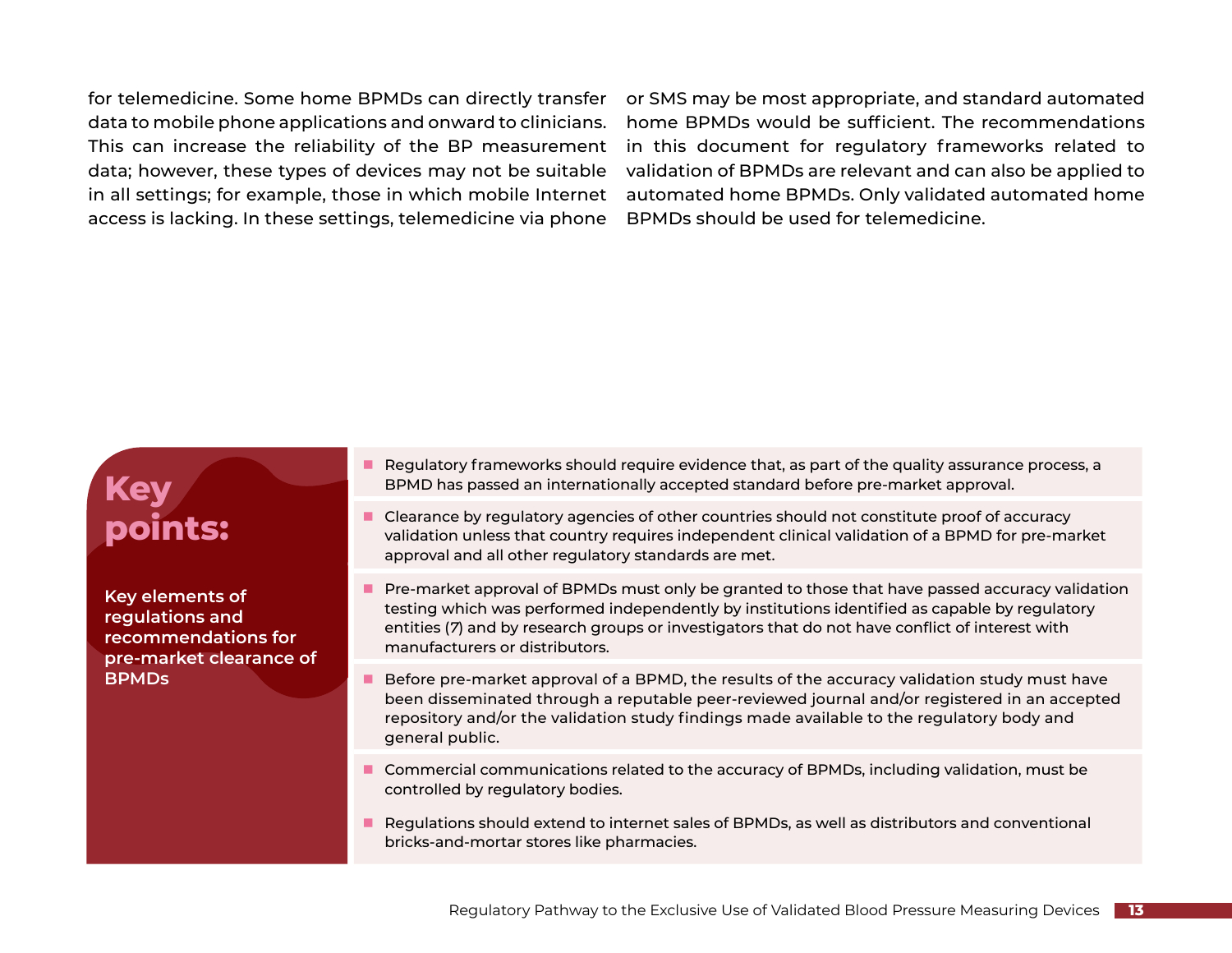for telemedicine. Some home BPMDs can directly transfer data to mobile phone applications and onward to clinicians. This can increase the reliability of the BP measurement data; however, these types of devices may not be suitable in all settings; for example, those in which mobile Internet access is lacking. In these settings, telemedicine via phone or SMS may be most appropriate, and standard automated home BPMDs would be sufficient. The recommendations in this document for regulatory frameworks related to validation of BPMDs are relevant and can also be applied to automated home BPMDs. Only validated automated home BPMDs should be used for telemedicine.

## Key points:

**Key elements of regulations and recommendations for pre-market clearance of BPMDs**

- Regulatory frameworks should require evidence that, as part of the quality assurance process, a BPMD has passed an internationally accepted standard before pre-market approval.
- Clearance by regulatory agencies of other countries should not constitute proof of accuracy validation unless that country requires independent clinical validation of a BPMD for pre-market approval and all other regulatory standards are met.
- Pre-market approval of BPMDs must only be granted to those that have passed accuracy validation testing which was performed independently by institutions identified as capable by regulatory entities (*7*) and by research groups or investigators that do not have conflict of interest with manufacturers or distributors.
- Before pre-market approval of a BPMD, the results of the accuracy validation study must have been disseminated through a reputable peer-reviewed journal and/or registered in an accepted repository and/or the validation study findings made available to the regulatory body and general public.
- Commercial communications related to the accuracy of BPMDs, including validation, must be controlled by regulatory bodies.
- Regulations should extend to internet sales of BPMDs, as well as distributors and conventional bricks-and-mortar stores like pharmacies.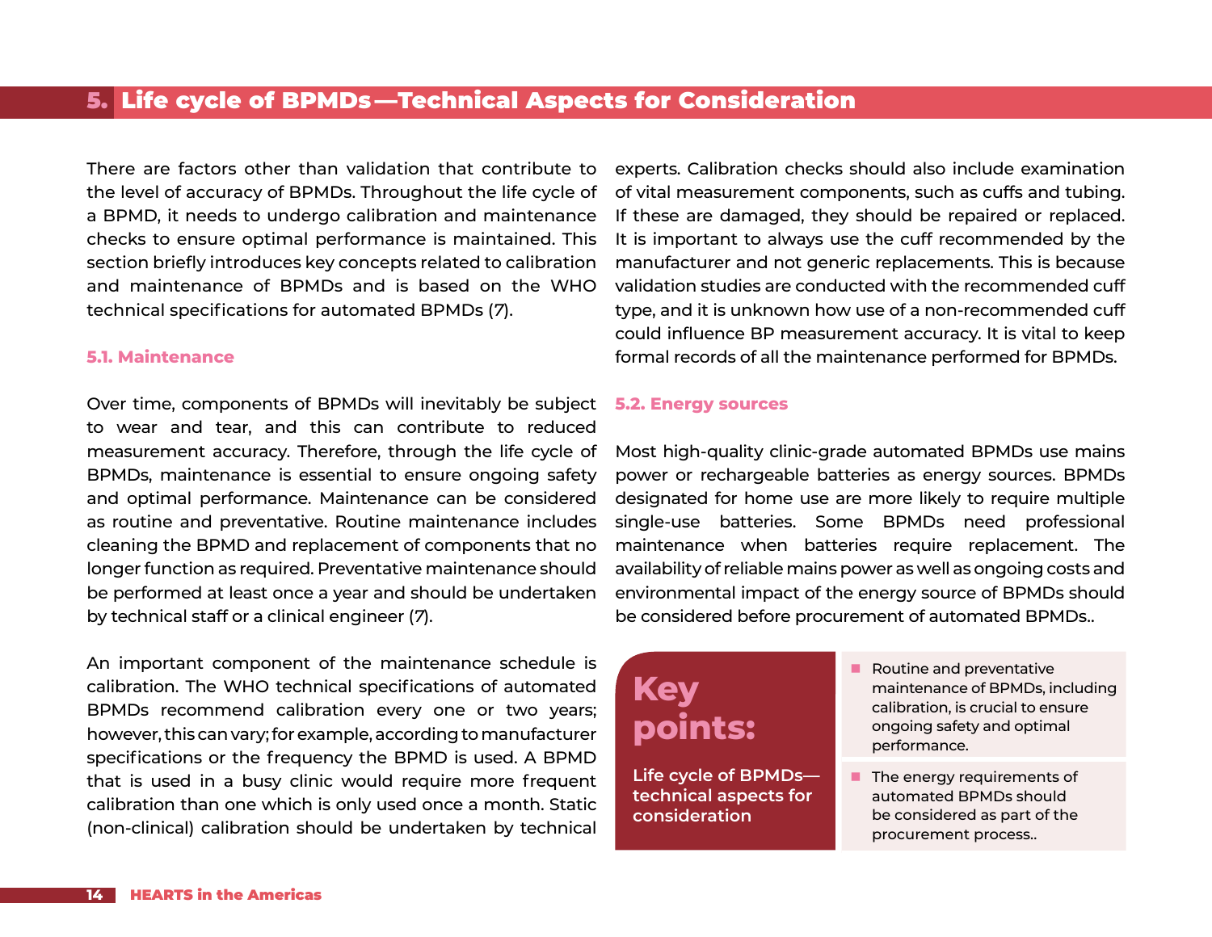## 5. Life cycle of BPMDs—Technical Aspects for Consideration

There are factors other than validation that contribute to the level of accuracy of BPMDs. Throughout the life cycle of a BPMD, it needs to undergo calibration and maintenance checks to ensure optimal performance is maintained. This section briefly introduces key concepts related to calibration and maintenance of BPMDs and is based on the WHO technical specifications for automated BPMDs (7).

### 5.1. Maintenance

Over time, components of BPMDs will inevitably be subject to wear and tear, and this can contribute to reduced measurement accuracy. Therefore, through the life cycle of BPMDs, maintenance is essential to ensure ongoing safety and optimal performance. Maintenance can be considered as routine and preventative. Routine maintenance includes cleaning the BPMD and replacement of components that no longer function as required. Preventative maintenance should be performed at least once a year and should be undertaken by technical staff or a clinical engineer (7).

An important component of the maintenance schedule is calibration. The WHO technical specifications of automated BPMDs recommend calibration every one or two years; however, this can vary; for example, according to manufacturer specifications or the frequency the BPMD is used. A BPMD that is used in a busy clinic would require more frequent calibration than one which is only used once a month. Static (non-clinical) calibration should be undertaken by technical experts. Calibration checks should also include examination of vital measurement components, such as cuffs and tubing. If these are damaged, they should be repaired or replaced. It is important to always use the cuff recommended by the manufacturer and not generic replacements. This is because validation studies are conducted with the recommended cuff type, and it is unknown how use of a non-recommended cuff could influence BP measurement accuracy. It is vital to keep formal records of all the maintenance performed for BPMDs.

### 5.2. Energy sources

Most high-quality clinic-grade automated BPMDs use mains power or rechargeable batteries as energy sources. BPMDs designated for home use are more likely to require multiple single-use batteries. Some BPMDs need professional maintenance when batteries require replacement. The availability of reliable mains power as well as ongoing costs and environmental impact of the energy source of BPMDs should be considered before procurement of automated BPMDs..

**Key points:**

**Life cycle of BPMDs—technical aspects for consideration**

- Routine and preventative maintenance of BPMDs, including calibration, is crucial to ensure ongoing safety and optimal performance.
- The energy requirements of automated BPMDs should be considered as part of the procurement process..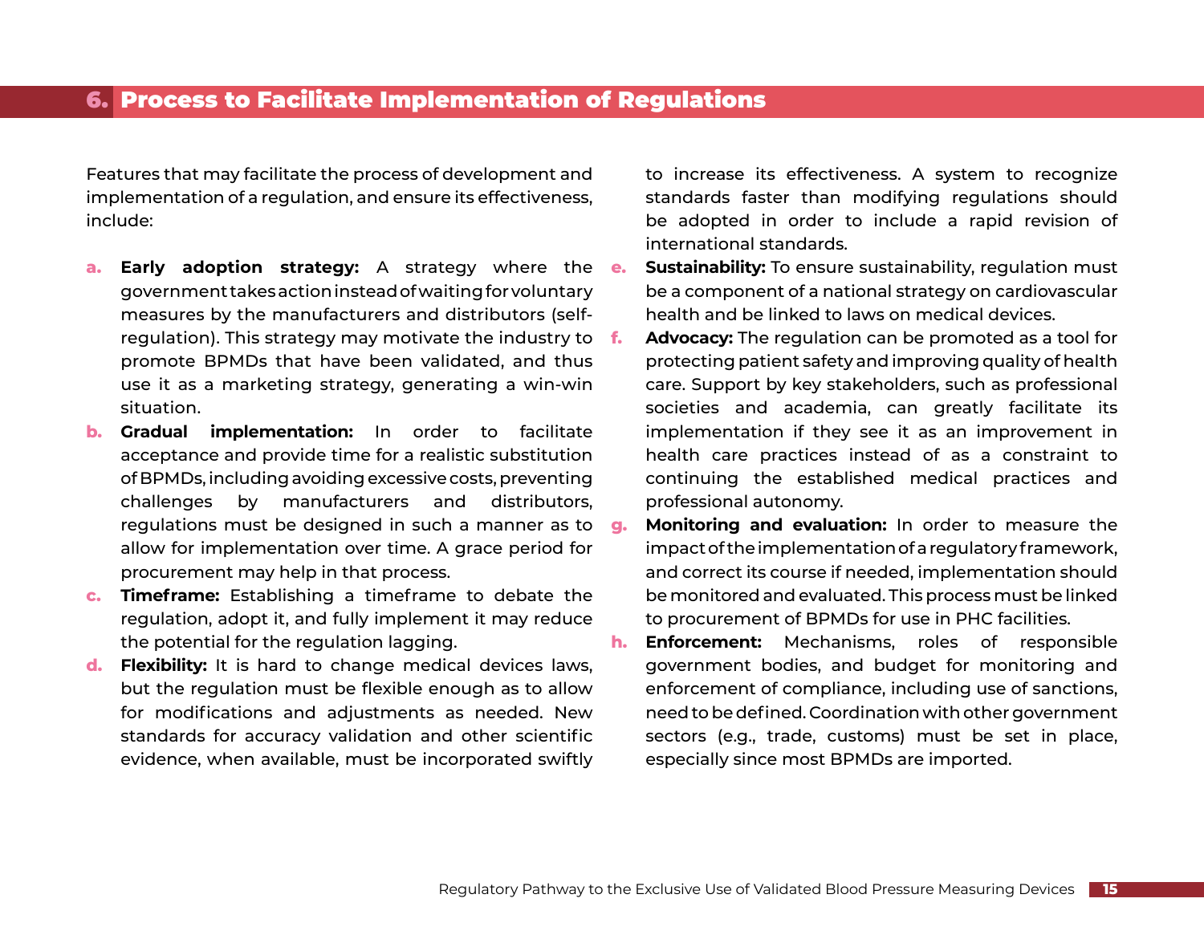## 6. Process to Facilitate Implementation of Regulations

Features that may facilitate the process of development and implementation of a regulation, and ensure its effectiveness, include:

a. **Early adoption strategy:** A strategy where the government takes action instead of waiting for voluntary measures by the manufacturers and distributors (self-regulation). This strategy may motivate the industry to promote BPMDs that have been validated, and thus use it as a marketing strategy, generating a win-win situation.

b. **Gradual implementation:** In order to facilitate acceptance and provide time for a realistic substitution of BPMDs, including avoiding excessive costs, preventing challenges by manufacturers and distributors, regulations must be designed in such a manner as to allow for implementation over time. A grace period for procurement may help in that process.

c. **Timeframe:** Establishing a timeframe to debate the regulation, adopt it, and fully implement it may reduce the potential for the regulation lagging.

d. **Flexibility:** It is hard to change medical devices laws, but the regulation must be flexible enough as to allow for modifications and adjustments as needed. New standards for accuracy validation and other scientific evidence, when available, must be incorporated swiftly to increase its effectiveness. A system to recognize standards faster than modifying regulations should be adopted in order to include a rapid revision of international standards.

e. **Sustainability:** To ensure sustainability, regulation must be a component of a national strategy on cardiovascular health and be linked to laws on medical devices.

f. **Advocacy:** The regulation can be promoted as a tool for protecting patient safety and improving quality of health care. Support by key stakeholders, such as professional societies and academia, can greatly facilitate its implementation if they see it as an improvement in health care practices instead of as a constraint to continuing the established medical practices and professional autonomy.

g. **Monitoring and evaluation:** In order to measure the impact of the implementation of a regulatory framework, and correct its course if needed, implementation should be monitored and evaluated. This process must be linked to procurement of BPMDs for use in PHC facilities.

h. **Enforcement:** Mechanisms, roles of responsible government bodies, and budget for monitoring and enforcement of compliance, including use of sanctions, need to be defined. Coordination with other government sectors (e.g., trade, customs) must be set in place, especially since most BPMDs are imported.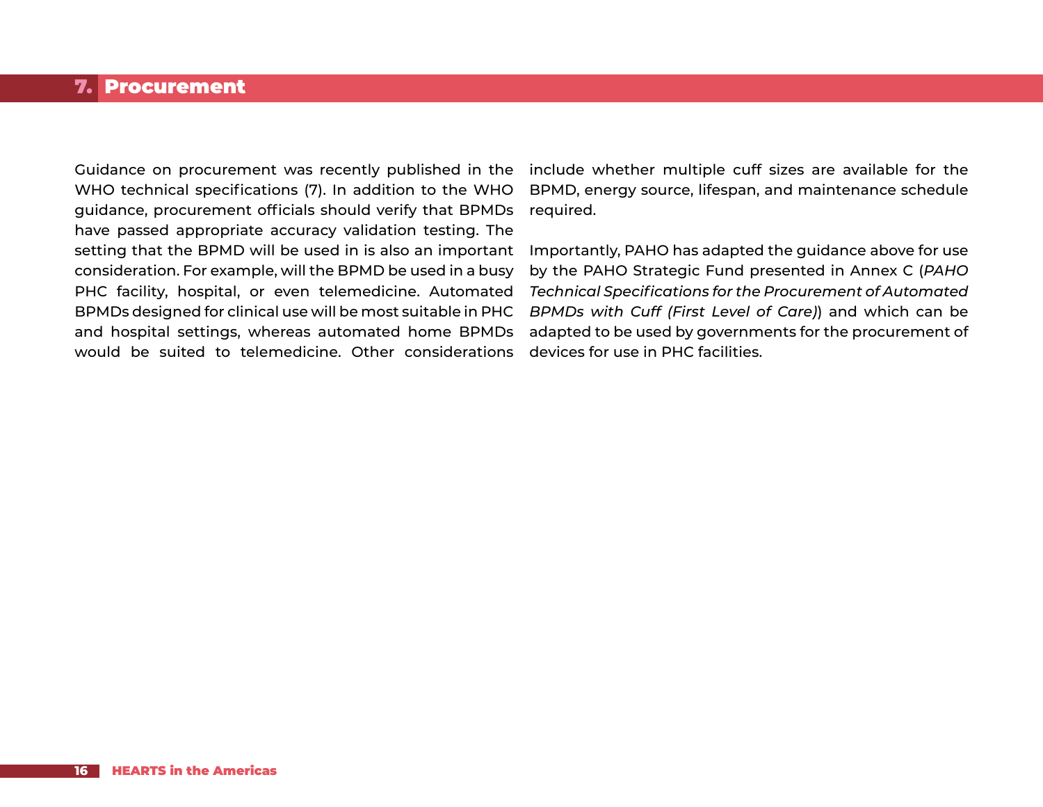# 7. Procurement

Guidance on procurement was recently published in the WHO technical specifications (7). In addition to the WHO guidance, procurement officials should verify that BPMDs have passed appropriate accuracy validation testing. The setting that the BPMD will be used in is also an important consideration. For example, will the BPMD be used in a busy PHC facility, hospital, or even telemedicine. Automated BPMDs designed for clinical use will be most suitable in PHC and hospital settings, whereas automated home BPMDs would be suited to telemedicine. Other considerations include whether multiple cuff sizes are available for the BPMD, energy source, lifespan, and maintenance schedule required.

Importantly, PAHO has adapted the guidance above for use by the PAHO Strategic Fund presented in Annex C (*PAHO Technical Specifications for the Procurement of Automated BPMDs with Cuff (First Level of Care)*) and which can be adapted to be used by governments for the procurement of devices for use in PHC facilities.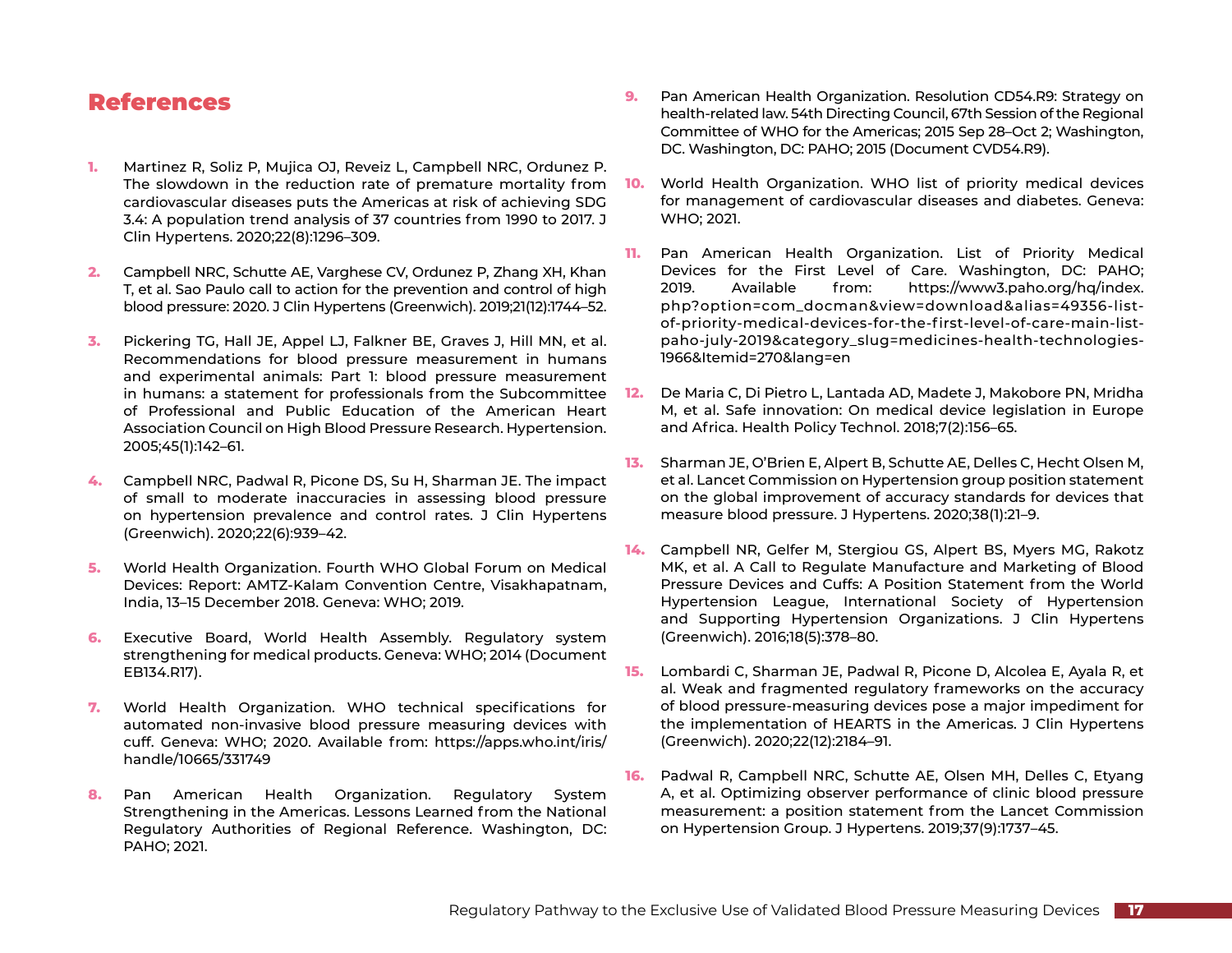## References

1. Martinez R, Soliz P, Mujica OJ, Reveiz L, Campbell NRC, Ordunez P. The slowdown in the reduction rate of premature mortality from cardiovascular diseases puts the Americas at risk of achieving SDG 3.4: A population trend analysis of 37 countries from 1990 to 2017. J Clin Hypertens. 2020;22(8):1296–309.
2. Campbell NRC, Schutte AE, Varghese CV, Ordunez P, Zhang XH, Khan T, et al. Sao Paulo call to action for the prevention and control of high blood pressure: 2020. J Clin Hypertens (Greenwich). 2019;21(12):1744–52.
3. Pickering TG, Hall JE, Appel LJ, Falkner BE, Graves J, Hill MN, et al. Recommendations for blood pressure measurement in humans and experimental animals: Part 1: blood pressure measurement in humans: a statement for professionals from the Subcommittee of Professional and Public Education of the American Heart Association Council on High Blood Pressure Research. Hypertension. 2005;45(1):142–61.
4. Campbell NRC, Padwal R, Picone DS, Su H, Sharman JE. The impact of small to moderate inaccuracies in assessing blood pressure on hypertension prevalence and control rates. J Clin Hypertens (Greenwich). 2020;22(6):939–42.
5. World Health Organization. Fourth WHO Global Forum on Medical Devices: Report: AMTZ-Kalam Convention Centre, Visakhapatnam, India, 13–15 December 2018. Geneva: WHO; 2019.
6. Executive Board, World Health Assembly. Regulatory system strengthening for medical products. Geneva: WHO; 2014 (Document EB134.R17).
7. World Health Organization. WHO technical specifications for automated non-invasive blood pressure measuring devices with cuff. Geneva: WHO; 2020. Available from: https://apps.who.int/iris/handle/10665/331749
8. Pan American Health Organization. Regulatory System Strengthening in the Americas. Lessons Learned from the National Regulatory Authorities of Regional Reference. Washington, DC: PAHO; 2021.
9. Pan American Health Organization. Resolution CD54.R9: Strategy on health-related law. 54th Directing Council, 67th Session of the Regional Committee of WHO for the Americas; 2015 Sep 28–Oct 2; Washington, DC. Washington, DC: PAHO; 2015 (Document CVD54.R9).
10. World Health Organization. WHO list of priority medical devices for management of cardiovascular diseases and diabetes. Geneva: WHO; 2021.
11. Pan American Health Organization. List of Priority Medical Devices for the First Level of Care. Washington, DC: PAHO; 2019. Available from: https://www3.paho.org/hq/index.php?option=com_docman&view=download&alias=49356-list-of-priority-medical-devices-for-the-first-level-of-care-main-list-paho-july-2019&category_slug=medicines-health-technologies-1966&Itemid=270&lang=en
12. De Maria C, Di Pietro L, Lantada AD, Madete J, Makobore PN, Mridha M, et al. Safe innovation: On medical device legislation in Europe and Africa. Health Policy Technol. 2018;7(2):156–65.
13. Sharman JE, O'Brien E, Alpert B, Schutte AE, Delles C, Hecht Olsen M, et al. Lancet Commission on Hypertension group position statement on the global improvement of accuracy standards for devices that measure blood pressure. J Hypertens. 2020;38(1):21–9.
14. Campbell NR, Gelfer M, Stergiou GS, Alpert BS, Myers MG, Rakotz MK, et al. A Call to Regulate Manufacture and Marketing of Blood Pressure Devices and Cuffs: A Position Statement from the World Hypertension League, International Society of Hypertension and Supporting Hypertension Organizations. J Clin Hypertens (Greenwich). 2016;18(5):378–80.
15. Lombardi C, Sharman JE, Padwal R, Picone D, Alcolea E, Ayala R, et al. Weak and fragmented regulatory frameworks on the accuracy of blood pressure-measuring devices pose a major impediment for the implementation of HEARTS in the Americas. J Clin Hypertens (Greenwich). 2020;22(12):2184–91.
16. Padwal R, Campbell NRC, Schutte AE, Olsen MH, Delles C, Etyang A, et al. Optimizing observer performance of clinic blood pressure measurement: a position statement from the Lancet Commission on Hypertension Group. J Hypertens. 2019;37(9):1737–45.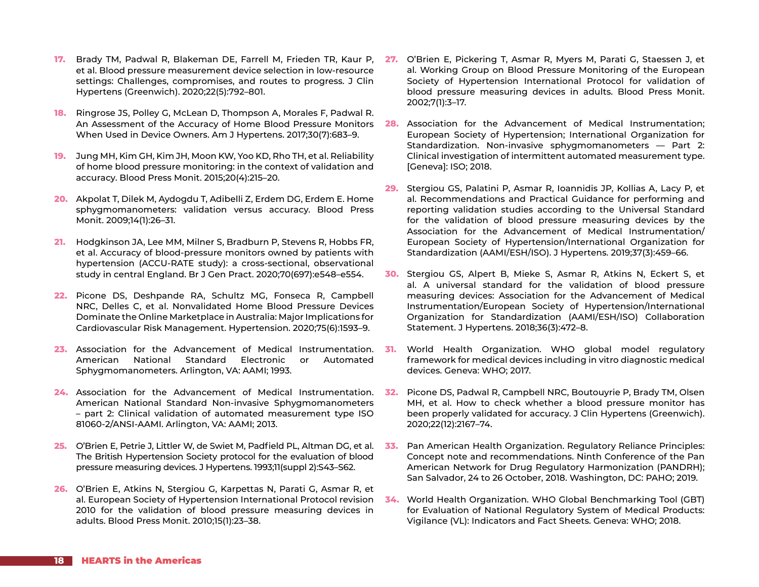17. Brady TM, Padwal R, Blakeman DE, Farrell M, Frieden TR, Kaur P, et al. Blood pressure measurement device selection in low-resource settings: Challenges, compromises, and routes to progress. J Clin Hypertens (Greenwich). 2020;22(5):792–801.

18. Ringrose JS, Polley G, McLean D, Thompson A, Morales F, Padwal R. An Assessment of the Accuracy of Home Blood Pressure Monitors When Used in Device Owners. Am J Hypertens. 2017;30(7):683–9.

19. Jung MH, Kim GH, Kim JH, Moon KW, Yoo KD, Rho TH, et al. Reliability of home blood pressure monitoring: in the context of validation and accuracy. Blood Press Monit. 2015;20(4):215–20.

20. Akpolat T, Dilek M, Aydogdu T, Adibelli Z, Erdem DG, Erdem E. Home sphygmomanometers: validation versus accuracy. Blood Press Monit. 2009;14(1):26–31.

21. Hodgkinson JA, Lee MM, Milner S, Bradburn P, Stevens R, Hobbs FR, et al. Accuracy of blood-pressure monitors owned by patients with hypertension (ACCU-RATE study): a cross-sectional, observational study in central England. Br J Gen Pract. 2020;70(697):e548–e554.

22. Picone DS, Deshpande RA, Schultz MG, Fonseca R, Campbell NRC, Delles C, et al. Nonvalidated Home Blood Pressure Devices Dominate the Online Marketplace in Australia: Major Implications for Cardiovascular Risk Management. Hypertension. 2020;75(6):1593–9.

23. Association for the Advancement of Medical Instrumentation. American National Standard Electronic or Automated Sphygmomanometers. Arlington, VA: AAMI; 1993.

24. Association for the Advancement of Medical Instrumentation. American National Standard Non-invasive Sphygmomanometers – part 2: Clinical validation of automated measurement type ISO 81060-2/ANSI-AAMI. Arlington, VA: AAMI; 2013.

25. O'Brien E, Petrie J, Littler W, de Swiet M, Padfield PL, Altman DG, et al. The British Hypertension Society protocol for the evaluation of blood pressure measuring devices. J Hypertens. 1993;11(suppl 2):S43–S62.

26. O'Brien E, Atkins N, Stergiou G, Karpettas N, Parati G, Asmar R, et al. European Society of Hypertension International Protocol revision 2010 for the validation of blood pressure measuring devices in adults. Blood Press Monit. 2010;15(1):23–38.

27. O'Brien E, Pickering T, Asmar R, Myers M, Parati G, Staessen J, et al. Working Group on Blood Pressure Monitoring of the European Society of Hypertension International Protocol for validation of blood pressure measuring devices in adults. Blood Press Monit. 2002;7(1):3–17.

28. Association for the Advancement of Medical Instrumentation; European Society of Hypertension; International Organization for Standardization. Non-invasive sphygmomanometers — Part 2: Clinical investigation of intermittent automated measurement type. [Geneva]: ISO; 2018.

29. Stergiou GS, Palatini P, Asmar R, Ioannidis JP, Kollias A, Lacy P, et al. Recommendations and Practical Guidance for performing and reporting validation studies according to the Universal Standard for the validation of blood pressure measuring devices by the Association for the Advancement of Medical Instrumentation/European Society of Hypertension/International Organization for Standardization (AAMI/ESH/ISO). J Hypertens. 2019;37(3):459–66.

30. Stergiou GS, Alpert B, Mieke S, Asmar R, Atkins N, Eckert S, et al. A universal standard for the validation of blood pressure measuring devices: Association for the Advancement of Medical Instrumentation/European Society of Hypertension/International Organization for Standardization (AAMI/ESH/ISO) Collaboration Statement. J Hypertens. 2018;36(3):472–8.

31. World Health Organization. WHO global model regulatory framework for medical devices including in vitro diagnostic medical devices. Geneva: WHO; 2017.

32. Picone DS, Padwal R, Campbell NRC, Boutouyrie P, Brady TM, Olsen MH, et al. How to check whether a blood pressure monitor has been properly validated for accuracy. J Clin Hypertens (Greenwich). 2020;22(12):2167–74.

33. Pan American Health Organization. Regulatory Reliance Principles: Concept note and recommendations. Ninth Conference of the Pan American Network for Drug Regulatory Harmonization (PANDRH); San Salvador, 24 to 26 October, 2018. Washington, DC: PAHO; 2019.

34. World Health Organization. WHO Global Benchmarking Tool (GBT) for Evaluation of National Regulatory System of Medical Products: Vigilance (VL): Indicators and Fact Sheets. Geneva: WHO; 2018.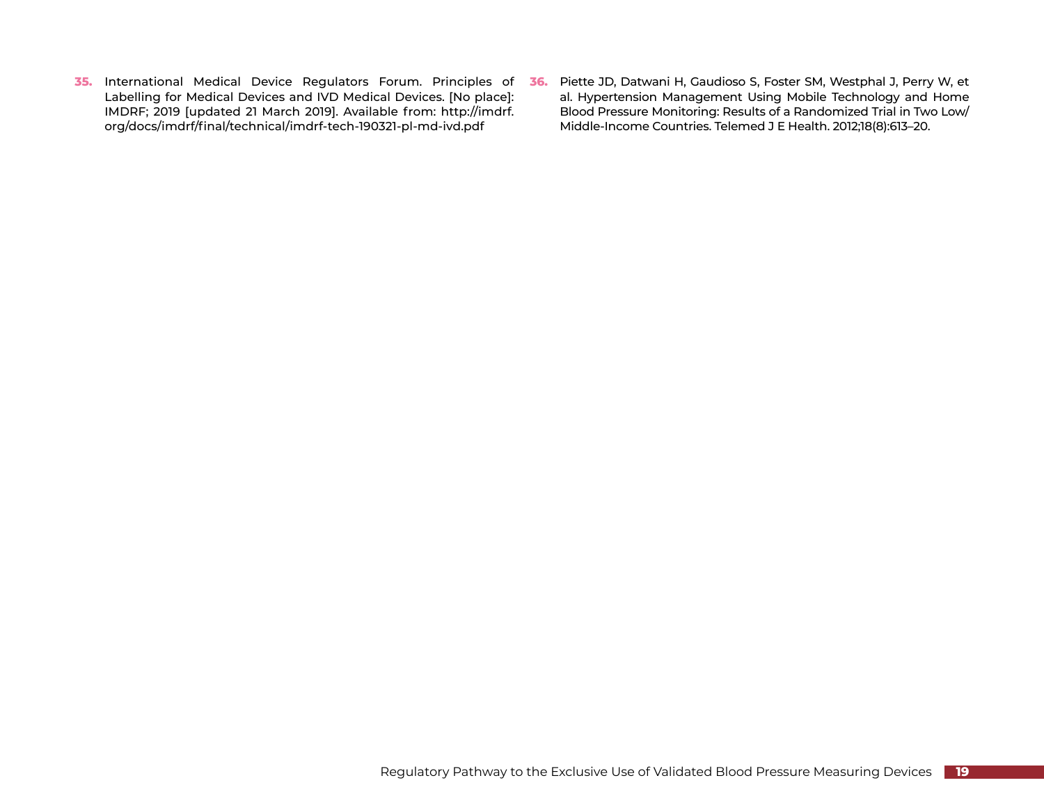35. International Medical Device Regulators Forum. Principles of Labelling for Medical Devices and IVD Medical Devices. [No place]: IMDRF; 2019 [updated 21 March 2019]. Available from: http://imdrf.org/docs/imdrf/final/technical/imdrf-tech-190321-pl-md-ivd.pdf

36. Piette JD, Datwani H, Gaudioso S, Foster SM, Westphal J, Perry W, et al. Hypertension Management Using Mobile Technology and Home Blood Pressure Monitoring: Results of a Randomized Trial in Two Low/Middle-Income Countries. Telemed J E Health. 2012;18(8):613–20.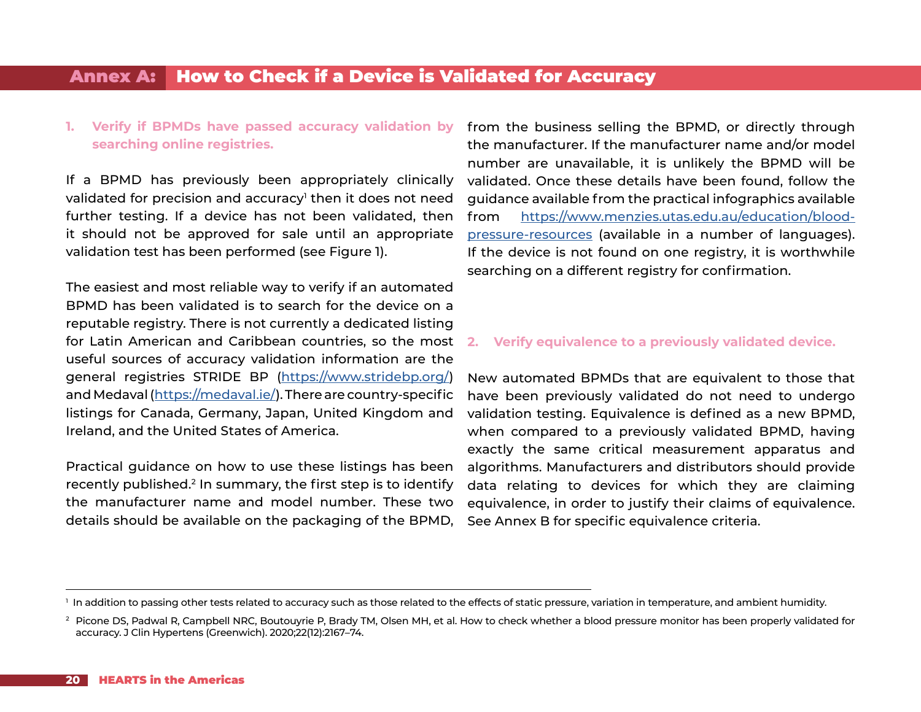# Annex A: How to Check if a Device is Validated for Accuracy

## 1. Verify if BPMDs have passed accuracy validation by searching online registries.

If a BPMD has previously been appropriately clinically validated for precision and accuracy[1] then it does not need further testing. If a device has not been validated, then it should not be approved for sale until an appropriate validation test has been performed (see Figure 1).

The easiest and most reliable way to verify if an automated BPMD has been validated is to search for the device on a reputable registry. There is not currently a dedicated listing for Latin American and Caribbean countries, so the most useful sources of accuracy validation information are the general registries STRIDE BP (https://www.stridebp.org/) and Medaval (https://medaval.ie/). There are country-specific listings for Canada, Germany, Japan, United Kingdom and Ireland, and the United States of America.

Practical guidance on how to use these listings has been recently published.[2] In summary, the first step is to identify the manufacturer name and model number. These two details should be available on the packaging of the BPMD, from the business selling the BPMD, or directly through the manufacturer. If the manufacturer name and/or model number are unavailable, it is unlikely the BPMD will be validated. Once these details have been found, follow the guidance available from the practical infographics available from https://www.menzies.utas.edu.au/education/blood-pressure-resources (available in a number of languages). If the device is not found on one registry, it is worthwhile searching on a different registry for confirmation.

## 2. Verify equivalence to a previously validated device.

New automated BPMDs that are equivalent to those that have been previously validated do not need to undergo validation testing. Equivalence is defined as a new BPMD, when compared to a previously validated BPMD, having exactly the same critical measurement apparatus and algorithms. Manufacturers and distributors should provide data relating to devices for which they are claiming equivalence, in order to justify their claims of equivalence. See Annex B for specific equivalence criteria.

---

[1] In addition to passing other tests related to accuracy such as those related to the effects of static pressure, variation in temperature, and ambient humidity.

[2] Picone DS, Padwal R, Campbell NRC, Boutouyrie P, Brady TM, Olsen MH, et al. How to check whether a blood pressure monitor has been properly validated for accuracy. J Clin Hypertens (Greenwich). 2020;22(12):2167–74.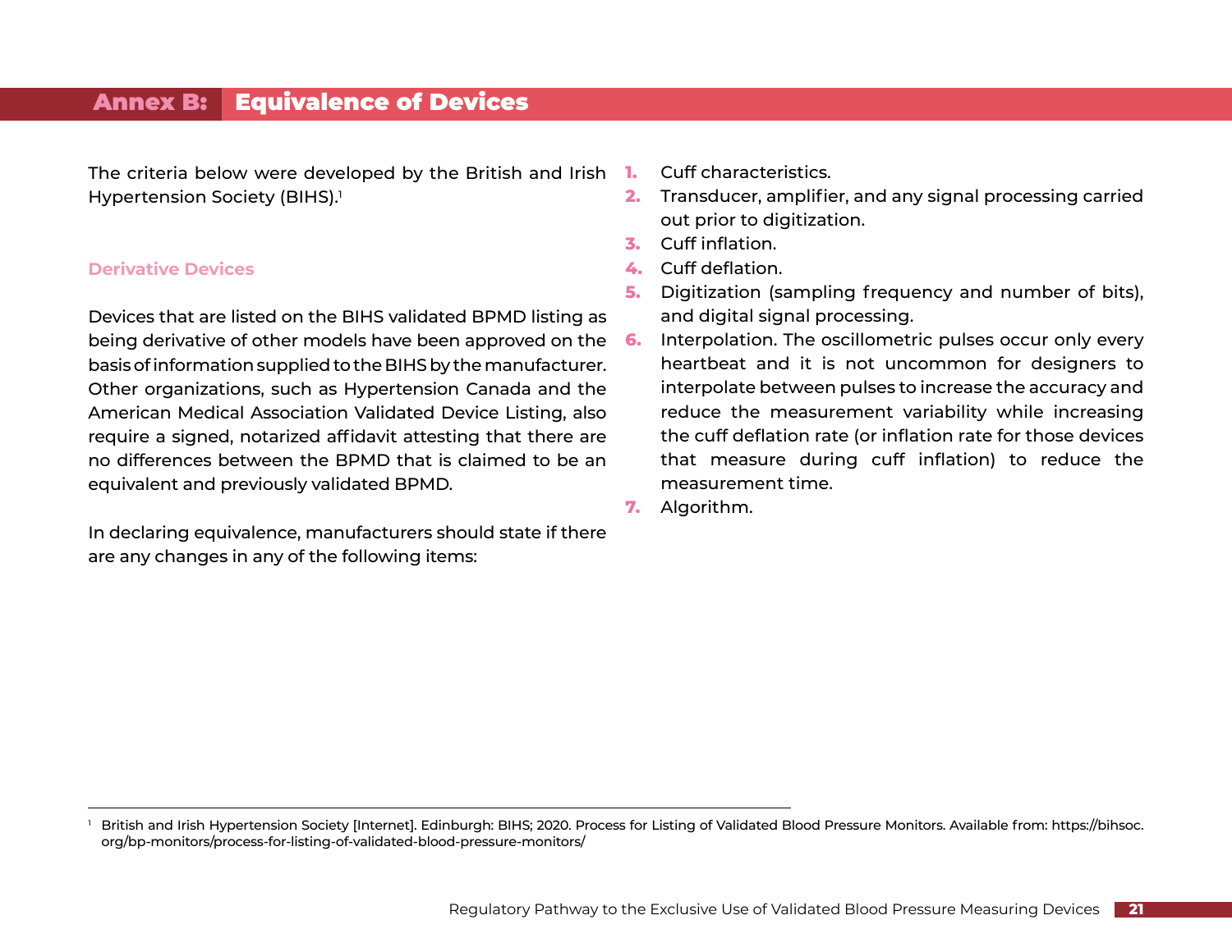# Annex B: Equivalence of Devices

The criteria below were developed by the British and Irish Hypertension Society (BIHS).[1]

### Derivative Devices

Devices that are listed on the BIHS validated BPMD listing as being derivative of other models have been approved on the basis of information supplied to the BIHS by the manufacturer. Other organizations, such as Hypertension Canada and the American Medical Association Validated Device Listing, also require a signed, notarized affidavit attesting that there are no differences between the BPMD that is claimed to be an equivalent and previously validated BPMD.

In declaring equivalence, manufacturers should state if there are any changes in any of the following items:

1. Cuff characteristics.
2. Transducer, amplifier, and any signal processing carried out prior to digitization.
3. Cuff inflation.
4. Cuff deflation.
5. Digitization (sampling frequency and number of bits), and digital signal processing.
6. Interpolation. The oscillometric pulses occur only every heartbeat and it is not uncommon for designers to interpolate between pulses to increase the accuracy and reduce the measurement variability while increasing the cuff deflation rate (or inflation rate for those devices that measure during cuff inflation) to reduce the measurement time.
7. Algorithm.

---

[1] British and Irish Hypertension Society [Internet]. Edinburgh: BIHS; 2020. Process for Listing of Validated Blood Pressure Monitors. Available from: https://bihsoc.org/bp-monitors/process-for-listing-of-validated-blood-pressure-monitors/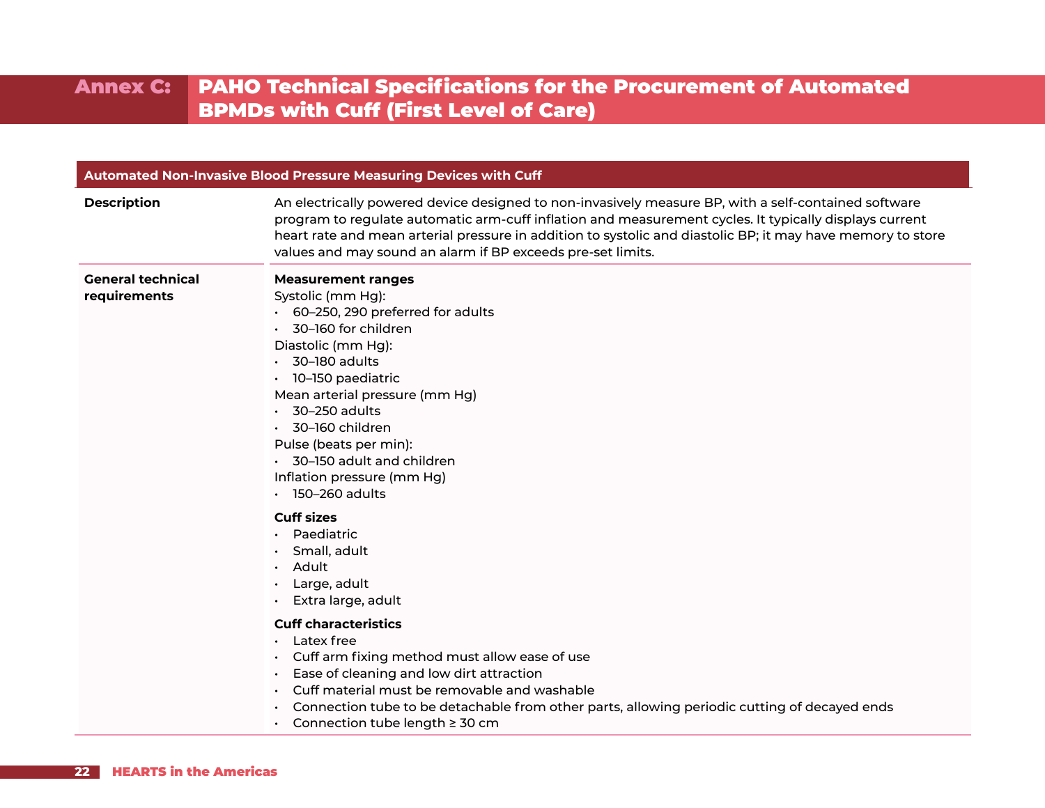# Annex C: PAHO Technical Specifications for the Procurement of Automated BPMDs with Cuff (First Level of Care)

| Automated Non-Invasive Blood Pressure Measuring Devices with Cuff | |
|---|---|
| **Description** | An electrically powered device designed to non-invasively measure BP, with a self-contained software program to regulate automatic arm-cuff inflation and measurement cycles. It typically displays current heart rate and mean arterial pressure in addition to systolic and diastolic BP; it may have memory to store values and may sound an alarm if BP exceeds pre-set limits. |
| **General technical requirements** | **Measurement ranges**<br>Systolic (mm Hg):<br>• 60–250, 290 preferred for adults<br>• 30–160 for children<br>Diastolic (mm Hg):<br>• 30–180 adults<br>• 10–150 paediatric<br>Mean arterial pressure (mm Hg)<br>• 30–250 adults<br>• 30–160 children<br>Pulse (beats per min):<br>• 30–150 adult and children<br>Inflation pressure (mm Hg)<br>• 150–260 adults<br><br>**Cuff sizes**<br>• Paediatric<br>• Small, adult<br>• Adult<br>• Large, adult<br>• Extra large, adult<br><br>**Cuff characteristics**<br>• Latex free<br>• Cuff arm fixing method must allow ease of use<br>• Ease of cleaning and low dirt attraction<br>• Cuff material must be removable and washable<br>• Connection tube to be detachable from other parts, allowing periodic cutting of decayed ends<br>• Connection tube length ≥ 30 cm |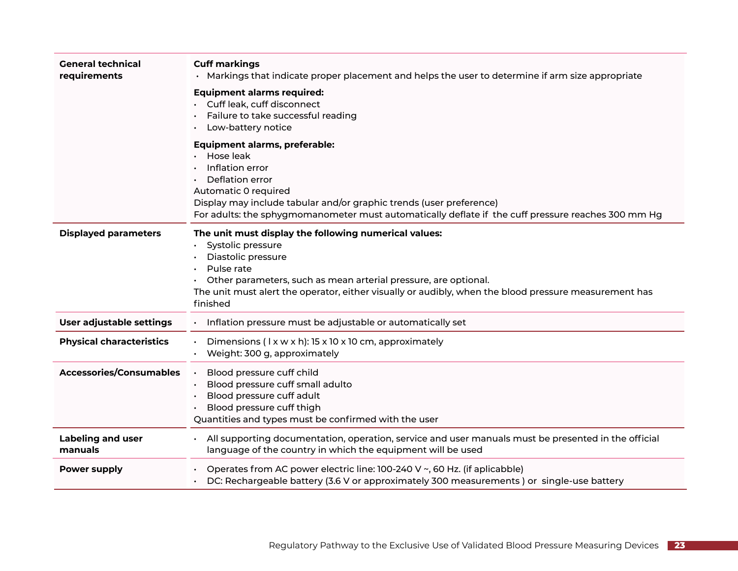| | |
|---|---|
| **General technical requirements** | **Cuff markings**<br>• Markings that indicate proper placement and helps the user to determine if arm size appropriate<br>**Equipment alarms required:**<br>• Cuff leak, cuff disconnect<br>• Failure to take successful reading<br>• Low-battery notice<br>**Equipment alarms, preferable:**<br>• Hose leak<br>• Inflation error<br>• Deflation error<br>Automatic 0 required<br>Display may include tabular and/or graphic trends (user preference)<br>For adults: the sphygmomanometer must automatically deflate if the cuff pressure reaches 300 mm Hg |
| **Displayed parameters** | **The unit must display the following numerical values:**<br>• Systolic pressure<br>• Diastolic pressure<br>• Pulse rate<br>• Other parameters, such as mean arterial pressure, are optional.<br>The unit must alert the operator, either visually or audibly, when the blood pressure measurement has finished |
| **User adjustable settings** | • Inflation pressure must be adjustable or automatically set |
| **Physical characteristics** | • Dimensions ( l x w x h): 15 x 10 x 10 cm, approximately<br>• Weight: 300 g, approximately |
| **Accessories/Consumables** | • Blood pressure cuff child<br>• Blood pressure cuff small adulto<br>• Blood pressure cuff adult<br>• Blood pressure cuff thigh<br>Quantities and types must be confirmed with the user |
| **Labeling and user manuals** | • All supporting documentation, operation, service and user manuals must be presented in the official language of the country in which the equipment will be used |
| **Power supply** | • Operates from AC power electric line: 100-240 V ~, 60 Hz. (if aplicabble)<br>• DC: Rechargeable battery (3.6 V or approximately 300 measurements ) or single-use battery |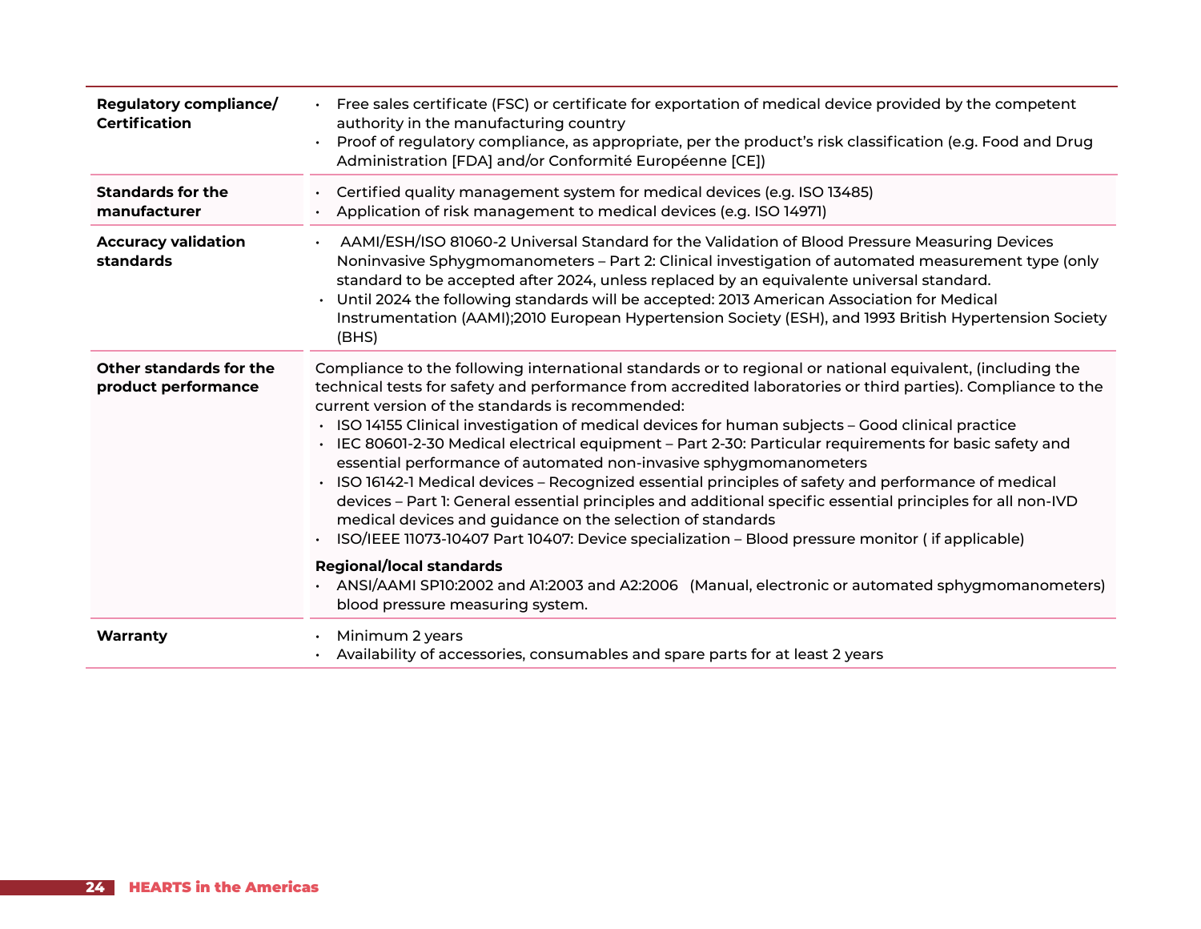| | |
|---|---|
| **Regulatory compliance/ Certification** | • Free sales certificate (FSC) or certificate for exportation of medical device provided by the competent authority in the manufacturing country<br>• Proof of regulatory compliance, as appropriate, per the product's risk classification (e.g. Food and Drug Administration [FDA] and/or Conformité Européenne [CE]) |
| **Standards for the manufacturer** | • Certified quality management system for medical devices (e.g. ISO 13485)<br>• Application of risk management to medical devices (e.g. ISO 14971) |
| **Accuracy validation standards** | • AAMI/ESH/ISO 81060-2 Universal Standard for the Validation of Blood Pressure Measuring Devices Noninvasive Sphygmomanometers – Part 2: Clinical investigation of automated measurement type (only standard to be accepted after 2024, unless replaced by an equivalente universal standard.<br>• Until 2024 the following standards will be accepted: 2013 American Association for Medical Instrumentation (AAMI);2010 European Hypertension Society (ESH), and 1993 British Hypertension Society (BHS) |
| **Other standards for the product performance** | Compliance to the following international standards or to regional or national equivalent, (including the technical tests for safety and performance from accredited laboratories or third parties). Compliance to the current version of the standards is recommended:<br>• ISO 14155 Clinical investigation of medical devices for human subjects – Good clinical practice<br>• IEC 80601-2-30 Medical electrical equipment – Part 2-30: Particular requirements for basic safety and essential performance of automated non-invasive sphygmomanometers<br>• ISO 16142-1 Medical devices – Recognized essential principles of safety and performance of medical devices – Part 1: General essential principles and additional specific essential principles for all non-IVD medical devices and guidance on the selection of standards<br>• ISO/IEEE 11073-10407 Part 10407: Device specialization – Blood pressure monitor ( if applicable)<br>**Regional/local standards**<br>• ANSI/AAMI SP10:2002 and A1:2003 and A2:2006 (Manual, electronic or automated sphygmomanometers) blood pressure measuring system. |
| **Warranty** | • Minimum 2 years<br>• Availability of accessories, consumables and spare parts for at least 2 years |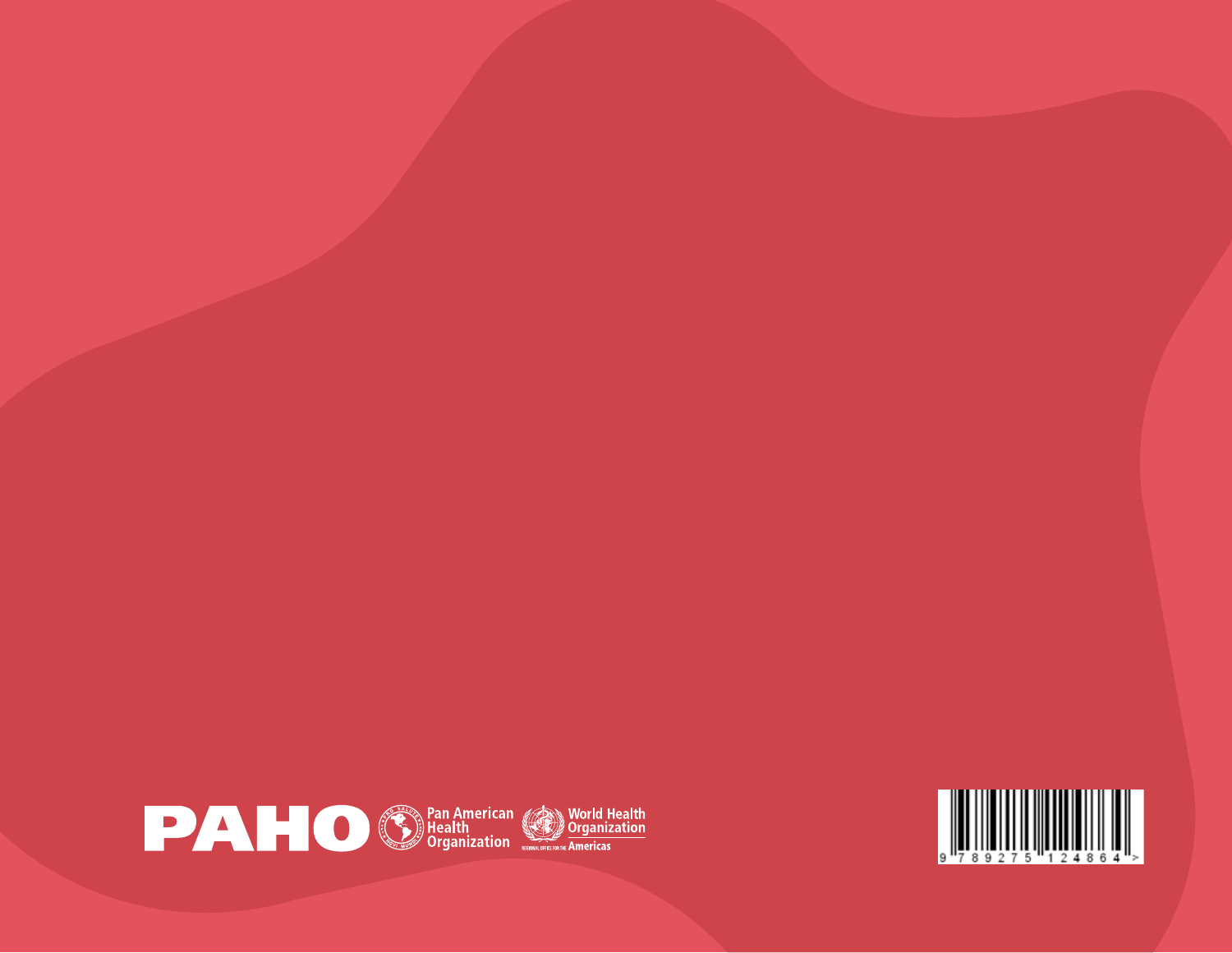PAHO Pan American Health Organization

World Health Organization REGIONAL OFFICE FOR THE Americas

9 789275 124864